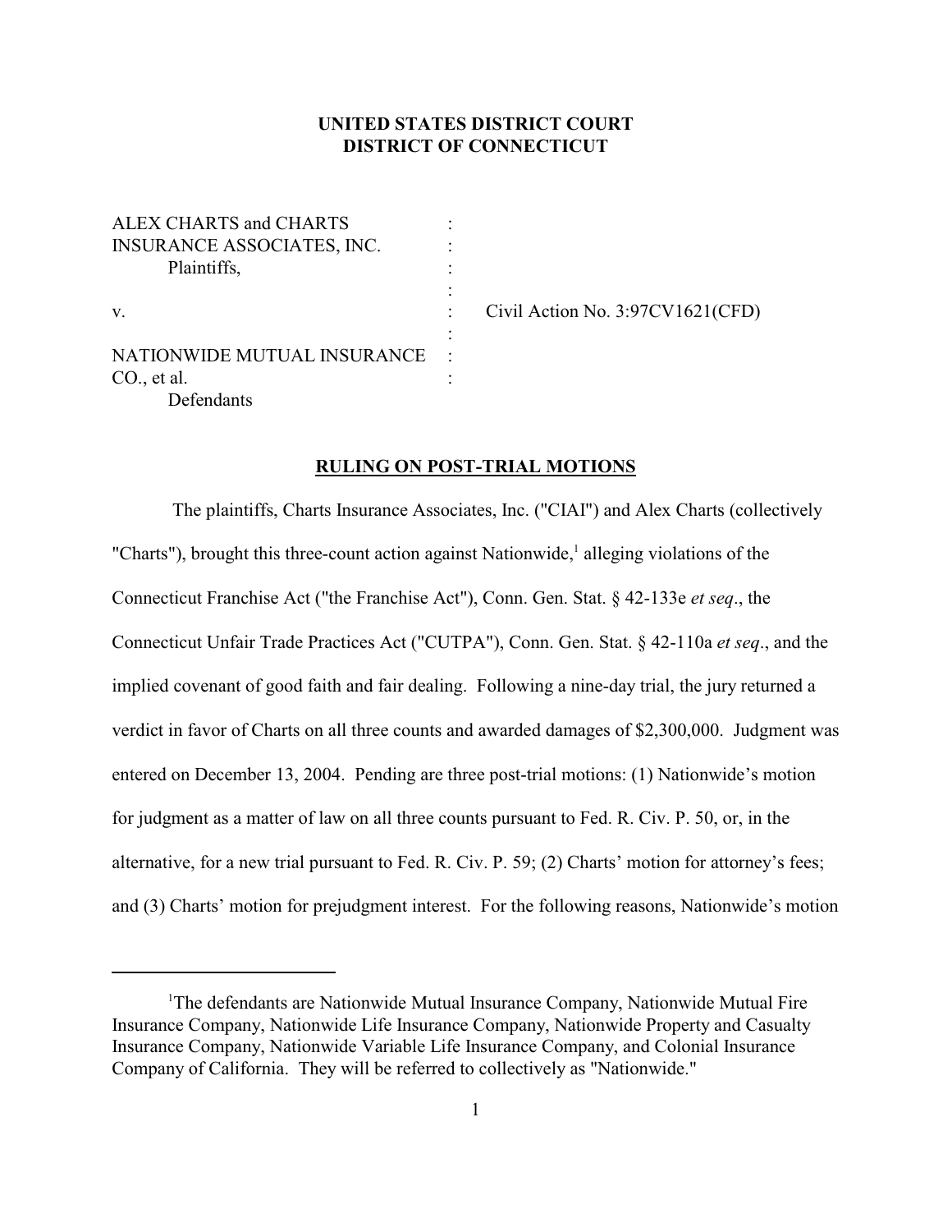**UNITED STATES DISTRICT COURT**
**DISTRICT OF CONNECTICUT**

ALEX CHARTS and CHARTS INSURANCE ASSOCIATES, INC.
Plaintiffs,

v. Civil Action No. 3:97CV1621(CFD)

NATIONWIDE MUTUAL INSURANCE CO., et al.
Defendants

**RULING ON POST-TRIAL MOTIONS**

The plaintiffs, Charts Insurance Associates, Inc. ("CIAI") and Alex Charts (collectively "Charts"), brought this three-count action against Nationwide,[1] alleging violations of the Connecticut Franchise Act ("the Franchise Act"), Conn. Gen. Stat. § 42-133e *et seq*., the Connecticut Unfair Trade Practices Act ("CUTPA"), Conn. Gen. Stat. § 42-110a *et seq*., and the implied covenant of good faith and fair dealing. Following a nine-day trial, the jury returned a verdict in favor of Charts on all three counts and awarded damages of $2,300,000. Judgment was entered on December 13, 2004. Pending are three post-trial motions: (1) Nationwide's motion for judgment as a matter of law on all three counts pursuant to Fed. R. Civ. P. 50, or, in the alternative, for a new trial pursuant to Fed. R. Civ. P. 59; (2) Charts' motion for attorney's fees; and (3) Charts' motion for prejudgment interest. For the following reasons, Nationwide's motion

---

[1] The defendants are Nationwide Mutual Insurance Company, Nationwide Mutual Fire Insurance Company, Nationwide Life Insurance Company, Nationwide Property and Casualty Insurance Company, Nationwide Variable Life Insurance Company, and Colonial Insurance Company of California. They will be referred to collectively as "Nationwide."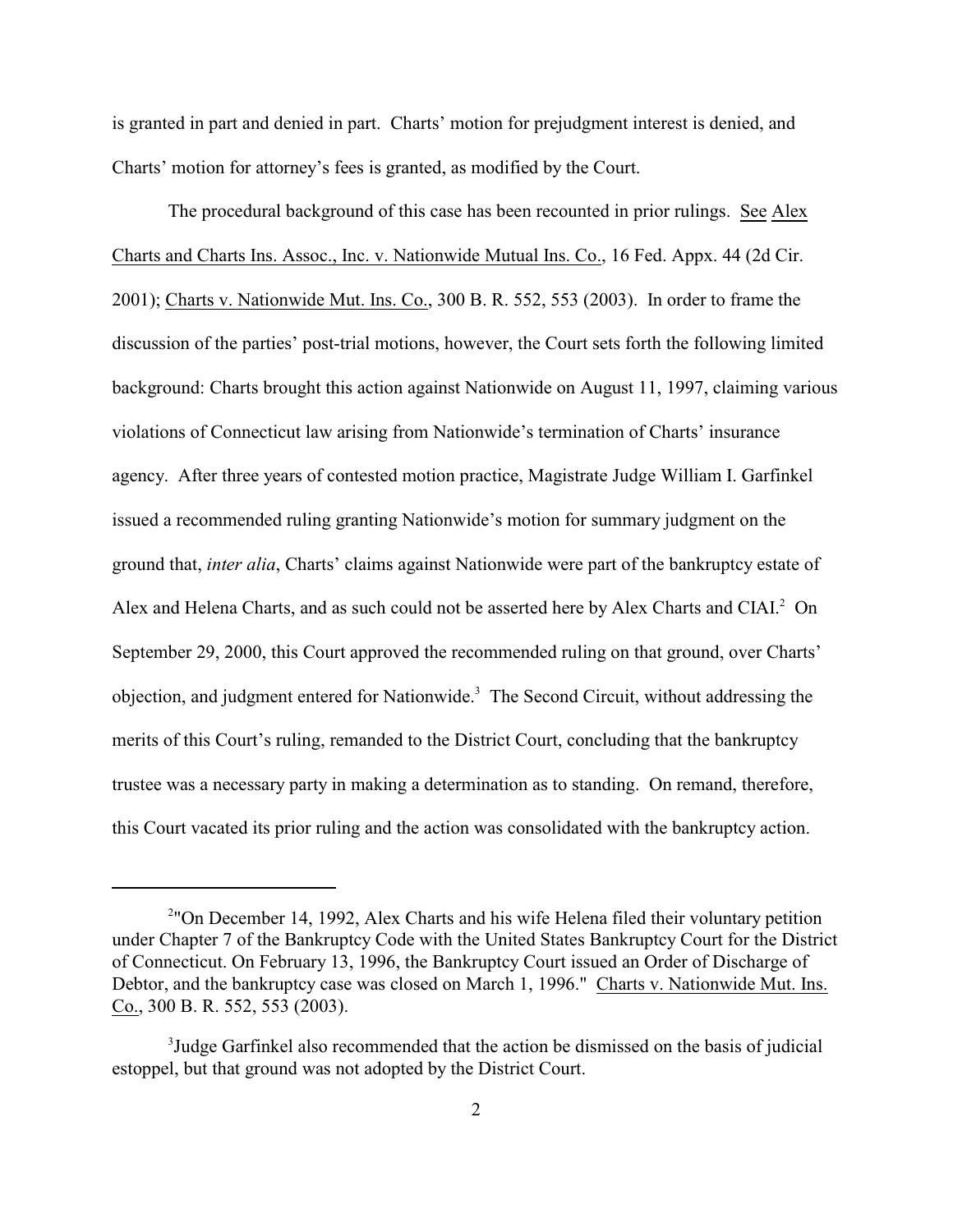is granted in part and denied in part. Charts' motion for prejudgment interest is denied, and Charts' motion for attorney's fees is granted, as modified by the Court.

The procedural background of this case has been recounted in prior rulings. See Alex Charts and Charts Ins. Assoc., Inc. v. Nationwide Mutual Ins. Co., 16 Fed. Appx. 44 (2d Cir. 2001); Charts v. Nationwide Mut. Ins. Co., 300 B. R. 552, 553 (2003). In order to frame the discussion of the parties' post-trial motions, however, the Court sets forth the following limited background: Charts brought this action against Nationwide on August 11, 1997, claiming various violations of Connecticut law arising from Nationwide's termination of Charts' insurance agency. After three years of contested motion practice, Magistrate Judge William I. Garfinkel issued a recommended ruling granting Nationwide's motion for summary judgment on the ground that, *inter alia*, Charts' claims against Nationwide were part of the bankruptcy estate of Alex and Helena Charts, and as such could not be asserted here by Alex Charts and CIAI.[2] On September 29, 2000, this Court approved the recommended ruling on that ground, over Charts' objection, and judgment entered for Nationwide.[3] The Second Circuit, without addressing the merits of this Court's ruling, remanded to the District Court, concluding that the bankruptcy trustee was a necessary party in making a determination as to standing. On remand, therefore, this Court vacated its prior ruling and the action was consolidated with the bankruptcy action.

---

[2] "On December 14, 1992, Alex Charts and his wife Helena filed their voluntary petition under Chapter 7 of the Bankruptcy Code with the United States Bankruptcy Court for the District of Connecticut. On February 13, 1996, the Bankruptcy Court issued an Order of Discharge of Debtor, and the bankruptcy case was closed on March 1, 1996." Charts v. Nationwide Mut. Ins. Co., 300 B. R. 552, 553 (2003).

[3] Judge Garfinkel also recommended that the action be dismissed on the basis of judicial estoppel, but that ground was not adopted by the District Court.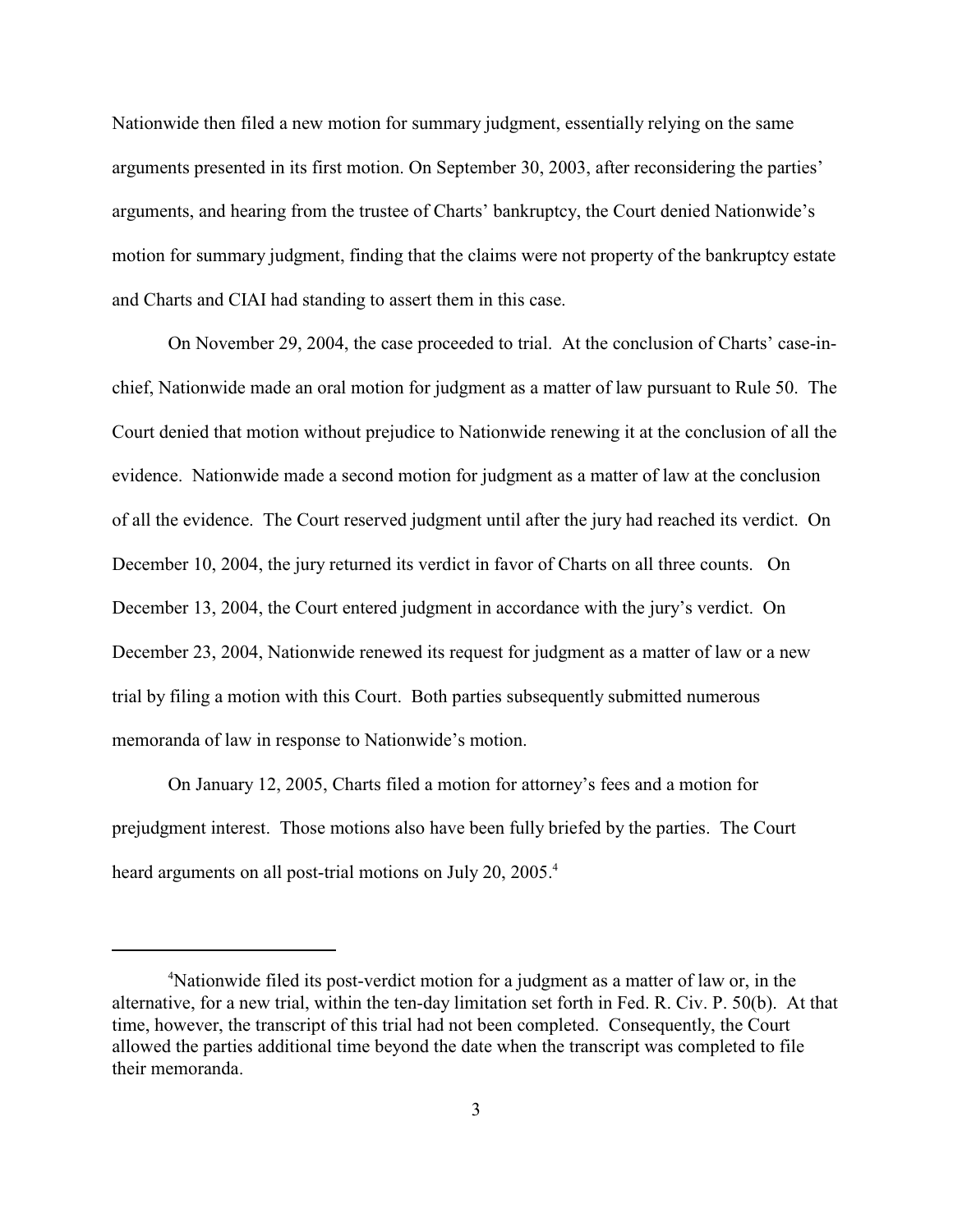Nationwide then filed a new motion for summary judgment, essentially relying on the same arguments presented in its first motion. On September 30, 2003, after reconsidering the parties' arguments, and hearing from the trustee of Charts' bankruptcy, the Court denied Nationwide's motion for summary judgment, finding that the claims were not property of the bankruptcy estate and Charts and CIAI had standing to assert them in this case.

On November 29, 2004, the case proceeded to trial. At the conclusion of Charts' case-in-chief, Nationwide made an oral motion for judgment as a matter of law pursuant to Rule 50. The Court denied that motion without prejudice to Nationwide renewing it at the conclusion of all the evidence. Nationwide made a second motion for judgment as a matter of law at the conclusion of all the evidence. The Court reserved judgment until after the jury had reached its verdict. On December 10, 2004, the jury returned its verdict in favor of Charts on all three counts. On December 13, 2004, the Court entered judgment in accordance with the jury's verdict. On December 23, 2004, Nationwide renewed its request for judgment as a matter of law or a new trial by filing a motion with this Court. Both parties subsequently submitted numerous memoranda of law in response to Nationwide's motion.

On January 12, 2005, Charts filed a motion for attorney's fees and a motion for prejudgment interest. Those motions also have been fully briefed by the parties. The Court heard arguments on all post-trial motions on July 20, 2005.[4]

---

[4]Nationwide filed its post-verdict motion for a judgment as a matter of law or, in the alternative, for a new trial, within the ten-day limitation set forth in Fed. R. Civ. P. 50(b). At that time, however, the transcript of this trial had not been completed. Consequently, the Court allowed the parties additional time beyond the date when the transcript was completed to file their memoranda.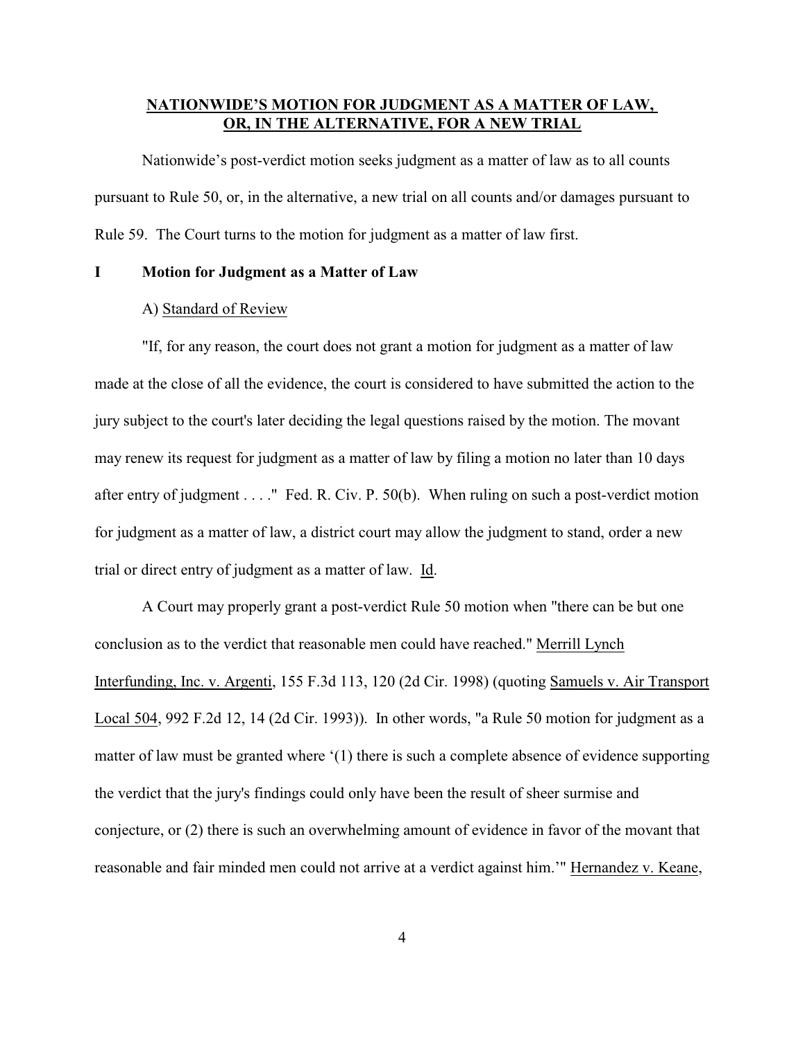## NATIONWIDE'S MOTION FOR JUDGMENT AS A MATTER OF LAW, OR, IN THE ALTERNATIVE, FOR A NEW TRIAL

Nationwide's post-verdict motion seeks judgment as a matter of law as to all counts pursuant to Rule 50, or, in the alternative, a new trial on all counts and/or damages pursuant to Rule 59. The Court turns to the motion for judgment as a matter of law first.

### I Motion for Judgment as a Matter of Law

A) Standard of Review

"If, for any reason, the court does not grant a motion for judgment as a matter of law made at the close of all the evidence, the court is considered to have submitted the action to the jury subject to the court's later deciding the legal questions raised by the motion. The movant may renew its request for judgment as a matter of law by filing a motion no later than 10 days after entry of judgment . . . ." Fed. R. Civ. P. 50(b). When ruling on such a post-verdict motion for judgment as a matter of law, a district court may allow the judgment to stand, order a new trial or direct entry of judgment as a matter of law. Id.

A Court may properly grant a post-verdict Rule 50 motion when "there can be but one conclusion as to the verdict that reasonable men could have reached." Merrill Lynch Interfunding, Inc. v. Argenti, 155 F.3d 113, 120 (2d Cir. 1998) (quoting Samuels v. Air Transport Local 504, 992 F.2d 12, 14 (2d Cir. 1993)). In other words, "a Rule 50 motion for judgment as a matter of law must be granted where '(1) there is such a complete absence of evidence supporting the verdict that the jury's findings could only have been the result of sheer surmise and conjecture, or (2) there is such an overwhelming amount of evidence in favor of the movant that reasonable and fair minded men could not arrive at a verdict against him.'" Hernandez v. Keane,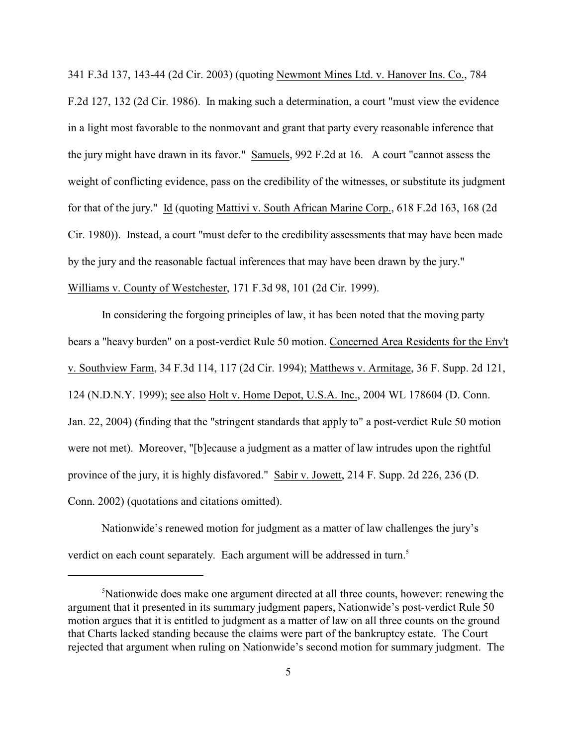341 F.3d 137, 143-44 (2d Cir. 2003) (quoting Newmont Mines Ltd. v. Hanover Ins. Co., 784 F.2d 127, 132 (2d Cir. 1986). In making such a determination, a court "must view the evidence in a light most favorable to the nonmovant and grant that party every reasonable inference that the jury might have drawn in its favor." Samuels, 992 F.2d at 16. A court "cannot assess the weight of conflicting evidence, pass on the credibility of the witnesses, or substitute its judgment for that of the jury." Id (quoting Mattivi v. South African Marine Corp., 618 F.2d 163, 168 (2d Cir. 1980)). Instead, a court "must defer to the credibility assessments that may have been made by the jury and the reasonable factual inferences that may have been drawn by the jury." Williams v. County of Westchester, 171 F.3d 98, 101 (2d Cir. 1999).

In considering the forgoing principles of law, it has been noted that the moving party bears a "heavy burden" on a post-verdict Rule 50 motion. Concerned Area Residents for the Env't v. Southview Farm, 34 F.3d 114, 117 (2d Cir. 1994); Matthews v. Armitage, 36 F. Supp. 2d 121, 124 (N.D.N.Y. 1999); see also Holt v. Home Depot, U.S.A. Inc., 2004 WL 178604 (D. Conn. Jan. 22, 2004) (finding that the "stringent standards that apply to" a post-verdict Rule 50 motion were not met). Moreover, "[b]ecause a judgment as a matter of law intrudes upon the rightful province of the jury, it is highly disfavored." Sabir v. Jowett, 214 F. Supp. 2d 226, 236 (D. Conn. 2002) (quotations and citations omitted).

Nationwide's renewed motion for judgment as a matter of law challenges the jury's verdict on each count separately. Each argument will be addressed in turn.[5]

---

[5]Nationwide does make one argument directed at all three counts, however: renewing the argument that it presented in its summary judgment papers, Nationwide's post-verdict Rule 50 motion argues that it is entitled to judgment as a matter of law on all three counts on the ground that Charts lacked standing because the claims were part of the bankruptcy estate. The Court rejected that argument when ruling on Nationwide's second motion for summary judgment. The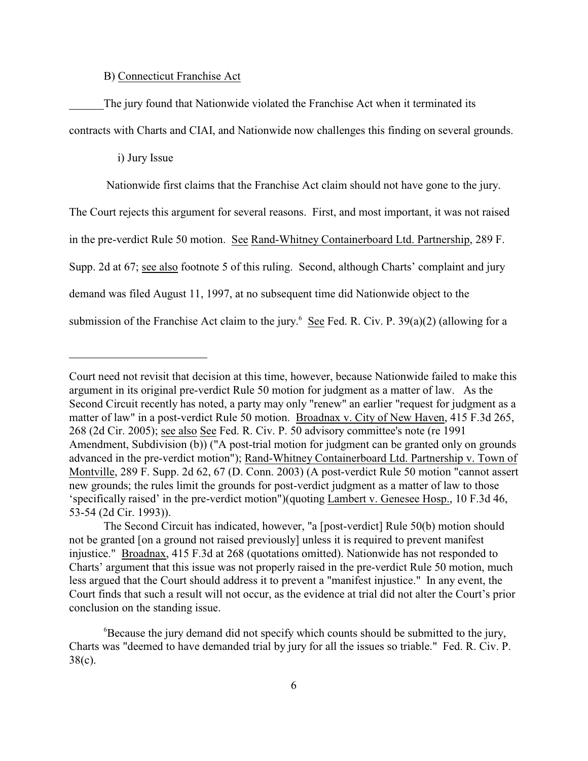B) Connecticut Franchise Act

The jury found that Nationwide violated the Franchise Act when it terminated its contracts with Charts and CIAI, and Nationwide now challenges this finding on several grounds.

i) Jury Issue

Nationwide first claims that the Franchise Act claim should not have gone to the jury. The Court rejects this argument for several reasons. First, and most important, it was not raised in the pre-verdict Rule 50 motion. See Rand-Whitney Containerboard Ltd. Partnership, 289 F. Supp. 2d at 67; see also footnote 5 of this ruling. Second, although Charts' complaint and jury demand was filed August 11, 1997, at no subsequent time did Nationwide object to the submission of the Franchise Act claim to the jury.[6] See Fed. R. Civ. P. 39(a)(2) (allowing for a

---

Court need not revisit that decision at this time, however, because Nationwide failed to make this argument in its original pre-verdict Rule 50 motion for judgment as a matter of law. As the Second Circuit recently has noted, a party may only "renew" an earlier "request for judgment as a matter of law" in a post-verdict Rule 50 motion. Broadnax v. City of New Haven, 415 F.3d 265, 268 (2d Cir. 2005); see also See Fed. R. Civ. P. 50 advisory committee's note (re 1991 Amendment, Subdivision (b)) ("A post-trial motion for judgment can be granted only on grounds advanced in the pre-verdict motion"); Rand-Whitney Containerboard Ltd. Partnership v. Town of Montville, 289 F. Supp. 2d 62, 67 (D. Conn. 2003) (A post-verdict Rule 50 motion "cannot assert new grounds; the rules limit the grounds for post-verdict judgment as a matter of law to those 'specifically raised' in the pre-verdict motion")(quoting Lambert v. Genesee Hosp., 10 F.3d 46, 53-54 (2d Cir. 1993)).

The Second Circuit has indicated, however, "a [post-verdict] Rule 50(b) motion should not be granted [on a ground not raised previously] unless it is required to prevent manifest injustice." Broadnax, 415 F.3d at 268 (quotations omitted). Nationwide has not responded to Charts' argument that this issue was not properly raised in the pre-verdict Rule 50 motion, much less argued that the Court should address it to prevent a "manifest injustice." In any event, the Court finds that such a result will not occur, as the evidence at trial did not alter the Court's prior conclusion on the standing issue.

[6] Because the jury demand did not specify which counts should be submitted to the jury, Charts was "deemed to have demanded trial by jury for all the issues so triable." Fed. R. Civ. P. 38(c).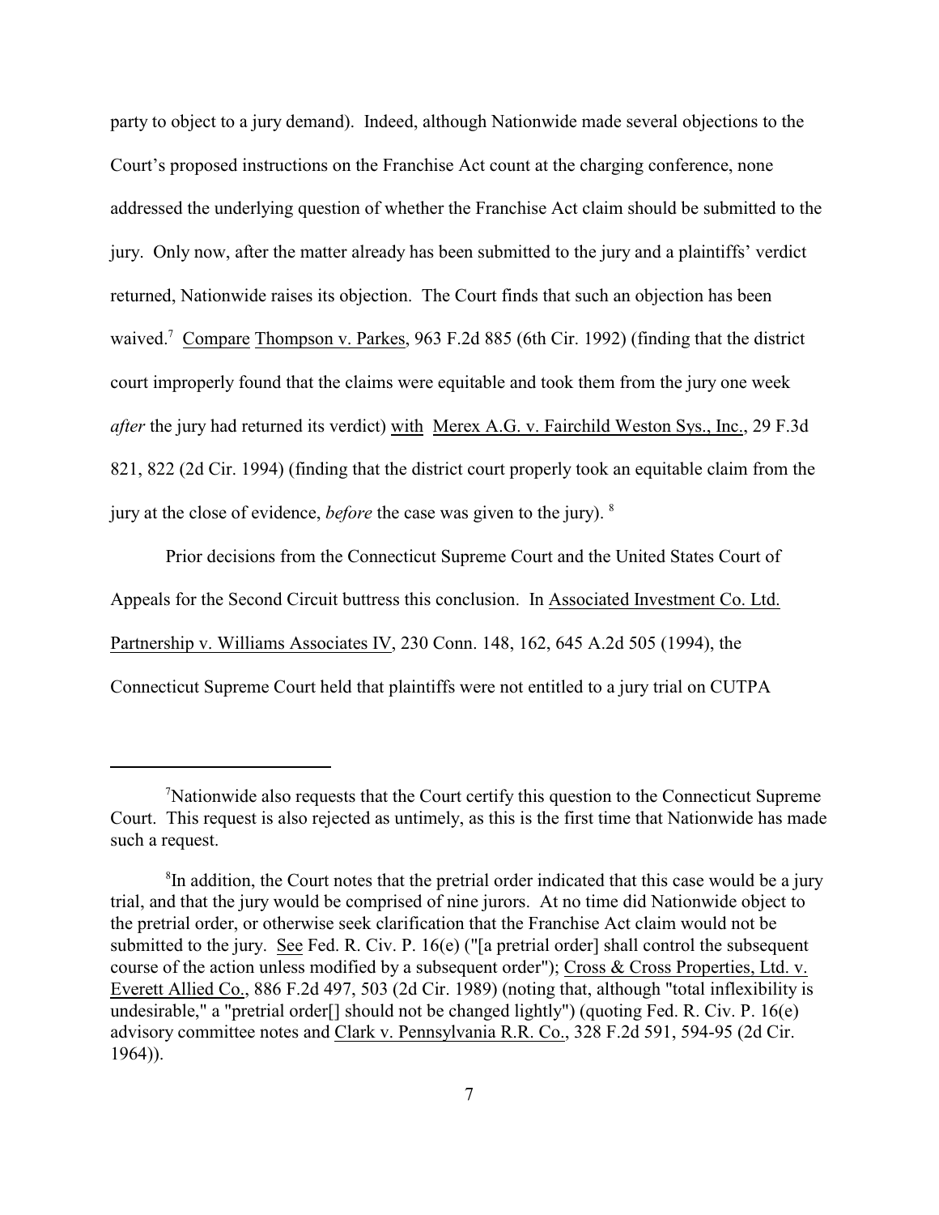party to object to a jury demand). Indeed, although Nationwide made several objections to the Court's proposed instructions on the Franchise Act count at the charging conference, none addressed the underlying question of whether the Franchise Act claim should be submitted to the jury. Only now, after the matter already has been submitted to the jury and a plaintiffs' verdict returned, Nationwide raises its objection. The Court finds that such an objection has been waived.[7] Compare Thompson v. Parkes, 963 F.2d 885 (6th Cir. 1992) (finding that the district court improperly found that the claims were equitable and took them from the jury one week *after* the jury had returned its verdict) with Merex A.G. v. Fairchild Weston Sys., Inc., 29 F.3d 821, 822 (2d Cir. 1994) (finding that the district court properly took an equitable claim from the jury at the close of evidence, *before* the case was given to the jury).[8]

Prior decisions from the Connecticut Supreme Court and the United States Court of Appeals for the Second Circuit buttress this conclusion. In Associated Investment Co. Ltd. Partnership v. Williams Associates IV, 230 Conn. 148, 162, 645 A.2d 505 (1994), the Connecticut Supreme Court held that plaintiffs were not entitled to a jury trial on CUTPA

---

[7] Nationwide also requests that the Court certify this question to the Connecticut Supreme Court. This request is also rejected as untimely, as this is the first time that Nationwide has made such a request.

[8] In addition, the Court notes that the pretrial order indicated that this case would be a jury trial, and that the jury would be comprised of nine jurors. At no time did Nationwide object to the pretrial order, or otherwise seek clarification that the Franchise Act claim would not be submitted to the jury. See Fed. R. Civ. P. 16(e) ("[a pretrial order] shall control the subsequent course of the action unless modified by a subsequent order"); Cross & Cross Properties, Ltd. v. Everett Allied Co., 886 F.2d 497, 503 (2d Cir. 1989) (noting that, although "total inflexibility is undesirable," a "pretrial order[] should not be changed lightly") (quoting Fed. R. Civ. P. 16(e) advisory committee notes and Clark v. Pennsylvania R.R. Co., 328 F.2d 591, 594-95 (2d Cir. 1964)).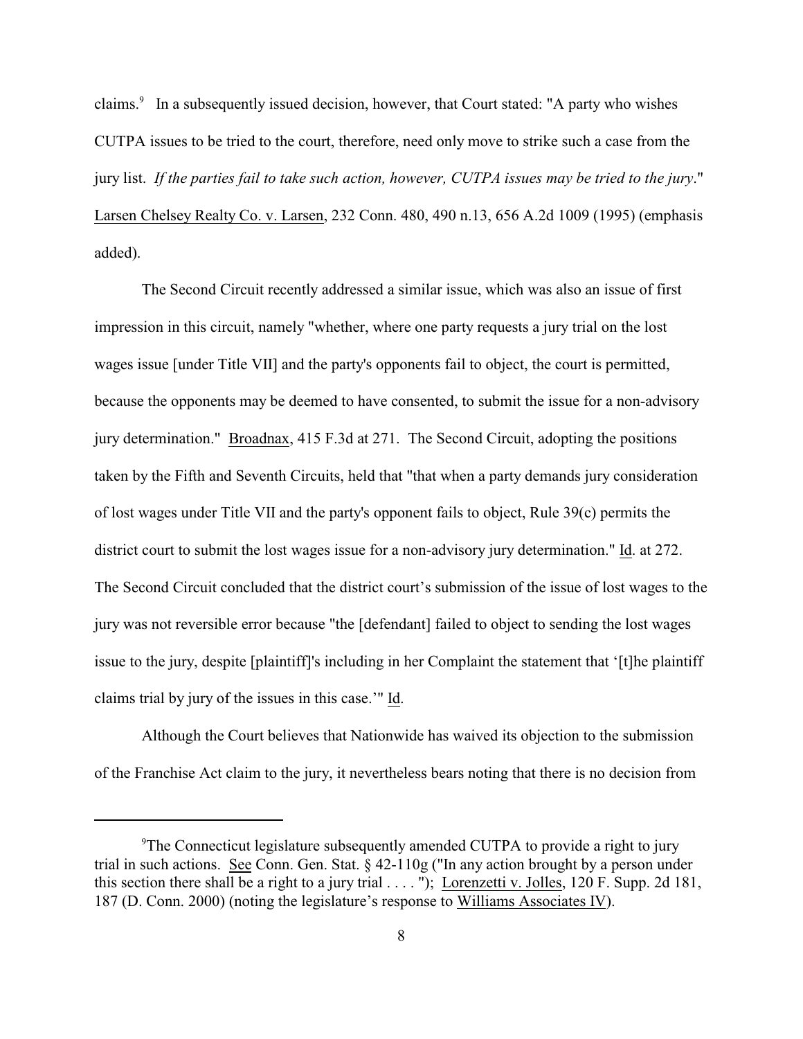claims.[9] In a subsequently issued decision, however, that Court stated: "A party who wishes CUTPA issues to be tried to the court, therefore, need only move to strike such a case from the jury list. *If the parties fail to take such action, however, CUTPA issues may be tried to the jury*." Larsen Chelsey Realty Co. v. Larsen, 232 Conn. 480, 490 n.13, 656 A.2d 1009 (1995) (emphasis added).

The Second Circuit recently addressed a similar issue, which was also an issue of first impression in this circuit, namely "whether, where one party requests a jury trial on the lost wages issue [under Title VII] and the party's opponents fail to object, the court is permitted, because the opponents may be deemed to have consented, to submit the issue for a non-advisory jury determination." Broadnax, 415 F.3d at 271. The Second Circuit, adopting the positions taken by the Fifth and Seventh Circuits, held that "that when a party demands jury consideration of lost wages under Title VII and the party's opponent fails to object, Rule 39(c) permits the district court to submit the lost wages issue for a non-advisory jury determination." Id. at 272. The Second Circuit concluded that the district court's submission of the issue of lost wages to the jury was not reversible error because "the [defendant] failed to object to sending the lost wages issue to the jury, despite [plaintiff]'s including in her Complaint the statement that '[t]he plaintiff claims trial by jury of the issues in this case.'" Id.

Although the Court believes that Nationwide has waived its objection to the submission of the Franchise Act claim to the jury, it nevertheless bears noting that there is no decision from

---

[9] The Connecticut legislature subsequently amended CUTPA to provide a right to jury trial in such actions. See Conn. Gen. Stat. § 42-110g ("In any action brought by a person under this section there shall be a right to a jury trial . . . . "); Lorenzetti v. Jolles, 120 F. Supp. 2d 181, 187 (D. Conn. 2000) (noting the legislature's response to Williams Associates IV).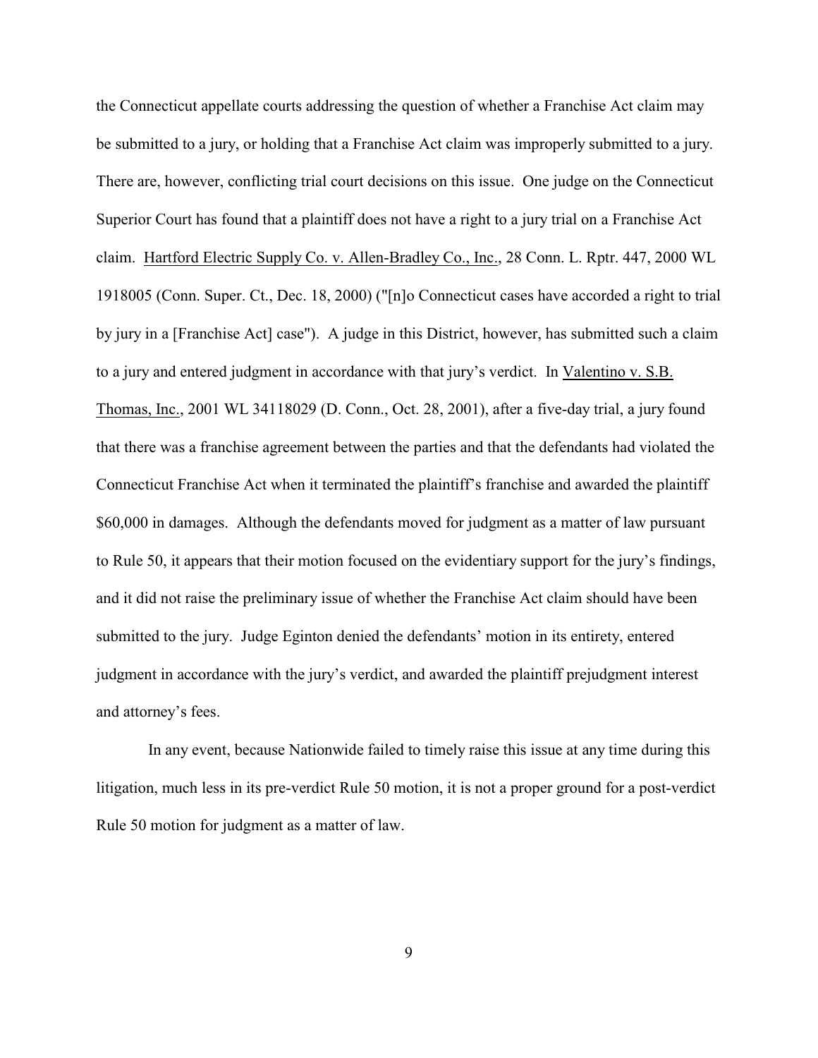the Connecticut appellate courts addressing the question of whether a Franchise Act claim may be submitted to a jury, or holding that a Franchise Act claim was improperly submitted to a jury. There are, however, conflicting trial court decisions on this issue. One judge on the Connecticut Superior Court has found that a plaintiff does not have a right to a jury trial on a Franchise Act claim. Hartford Electric Supply Co. v. Allen-Bradley Co., Inc., 28 Conn. L. Rptr. 447, 2000 WL 1918005 (Conn. Super. Ct., Dec. 18, 2000) ("[n]o Connecticut cases have accorded a right to trial by jury in a [Franchise Act] case"). A judge in this District, however, has submitted such a claim to a jury and entered judgment in accordance with that jury's verdict. In Valentino v. S.B. Thomas, Inc., 2001 WL 34118029 (D. Conn., Oct. 28, 2001), after a five-day trial, a jury found that there was a franchise agreement between the parties and that the defendants had violated the Connecticut Franchise Act when it terminated the plaintiff's franchise and awarded the plaintiff $60,000 in damages. Although the defendants moved for judgment as a matter of law pursuant to Rule 50, it appears that their motion focused on the evidentiary support for the jury's findings, and it did not raise the preliminary issue of whether the Franchise Act claim should have been submitted to the jury. Judge Eginton denied the defendants' motion in its entirety, entered judgment in accordance with the jury's verdict, and awarded the plaintiff prejudgment interest and attorney's fees.

In any event, because Nationwide failed to timely raise this issue at any time during this litigation, much less in its pre-verdict Rule 50 motion, it is not a proper ground for a post-verdict Rule 50 motion for judgment as a matter of law.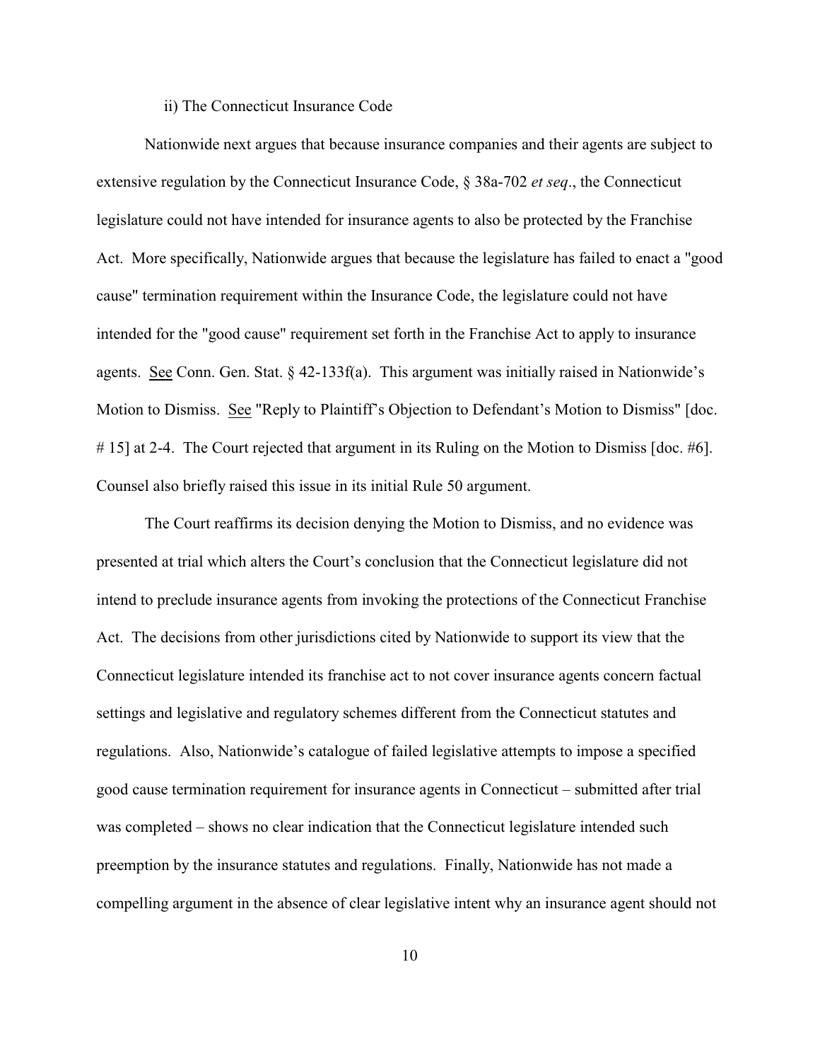ii) The Connecticut Insurance Code

Nationwide next argues that because insurance companies and their agents are subject to extensive regulation by the Connecticut Insurance Code, § 38a-702 *et seq*., the Connecticut legislature could not have intended for insurance agents to also be protected by the Franchise Act. More specifically, Nationwide argues that because the legislature has failed to enact a "good cause" termination requirement within the Insurance Code, the legislature could not have intended for the "good cause" requirement set forth in the Franchise Act to apply to insurance agents. See Conn. Gen. Stat. § 42-133f(a). This argument was initially raised in Nationwide's Motion to Dismiss. See "Reply to Plaintiff's Objection to Defendant's Motion to Dismiss" [doc. # 15] at 2-4. The Court rejected that argument in its Ruling on the Motion to Dismiss [doc. #6]. Counsel also briefly raised this issue in its initial Rule 50 argument.

The Court reaffirms its decision denying the Motion to Dismiss, and no evidence was presented at trial which alters the Court's conclusion that the Connecticut legislature did not intend to preclude insurance agents from invoking the protections of the Connecticut Franchise Act. The decisions from other jurisdictions cited by Nationwide to support its view that the Connecticut legislature intended its franchise act to not cover insurance agents concern factual settings and legislative and regulatory schemes different from the Connecticut statutes and regulations. Also, Nationwide's catalogue of failed legislative attempts to impose a specified good cause termination requirement for insurance agents in Connecticut – submitted after trial was completed – shows no clear indication that the Connecticut legislature intended such preemption by the insurance statutes and regulations. Finally, Nationwide has not made a compelling argument in the absence of clear legislative intent why an insurance agent should not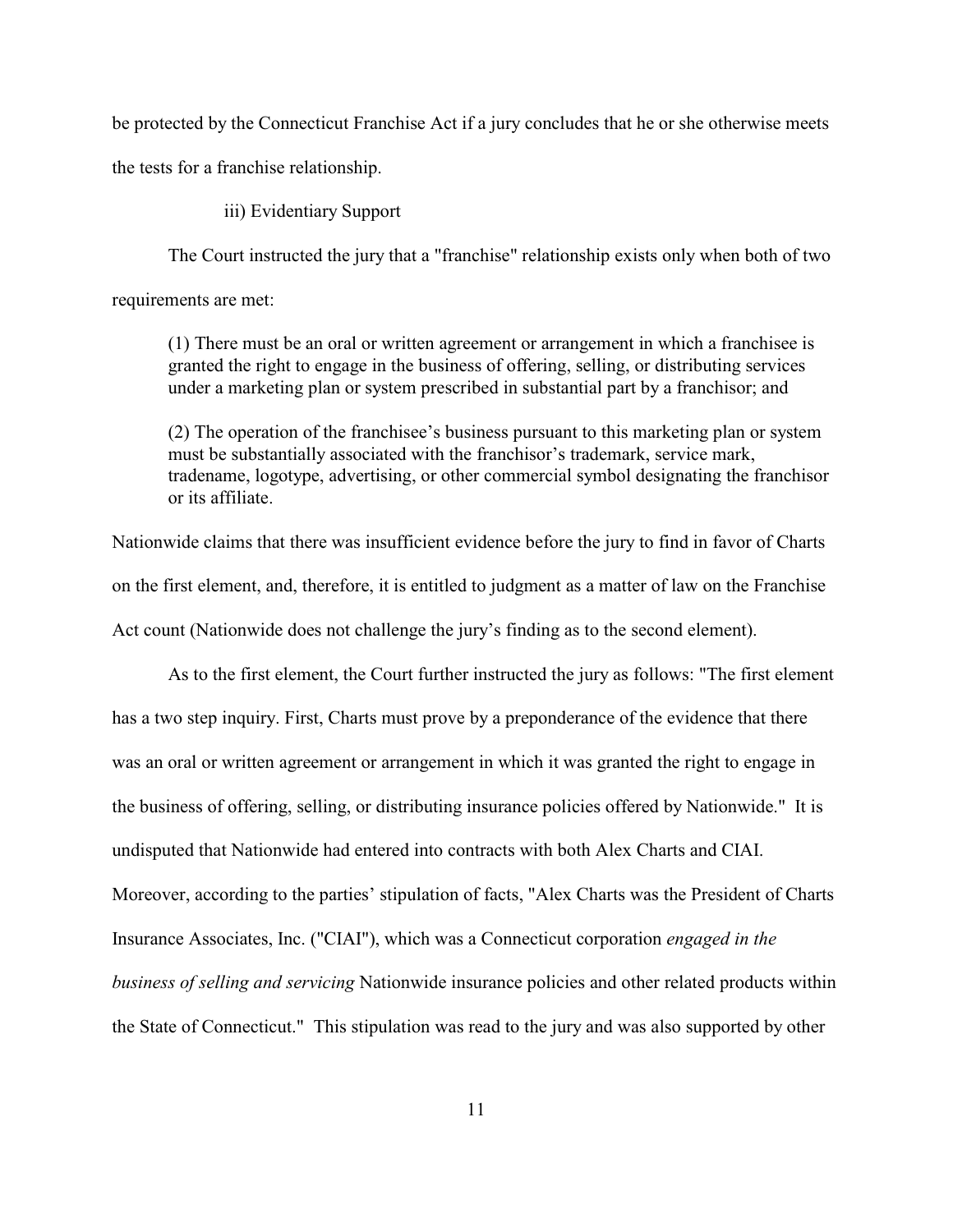be protected by the Connecticut Franchise Act if a jury concludes that he or she otherwise meets the tests for a franchise relationship.

iii) Evidentiary Support

The Court instructed the jury that a "franchise" relationship exists only when both of two requirements are met:

> (1) There must be an oral or written agreement or arrangement in which a franchisee is granted the right to engage in the business of offering, selling, or distributing services under a marketing plan or system prescribed in substantial part by a franchisor; and
>
> (2) The operation of the franchisee's business pursuant to this marketing plan or system must be substantially associated with the franchisor's trademark, service mark, tradename, logotype, advertising, or other commercial symbol designating the franchisor or its affiliate.

Nationwide claims that there was insufficient evidence before the jury to find in favor of Charts on the first element, and, therefore, it is entitled to judgment as a matter of law on the Franchise Act count (Nationwide does not challenge the jury's finding as to the second element).

As to the first element, the Court further instructed the jury as follows: "The first element has a two step inquiry. First, Charts must prove by a preponderance of the evidence that there was an oral or written agreement or arrangement in which it was granted the right to engage in the business of offering, selling, or distributing insurance policies offered by Nationwide." It is undisputed that Nationwide had entered into contracts with both Alex Charts and CIAI. Moreover, according to the parties' stipulation of facts, "Alex Charts was the President of Charts Insurance Associates, Inc. ("CIAI"), which was a Connecticut corporation *engaged in the business of selling and servicing* Nationwide insurance policies and other related products within the State of Connecticut." This stipulation was read to the jury and was also supported by other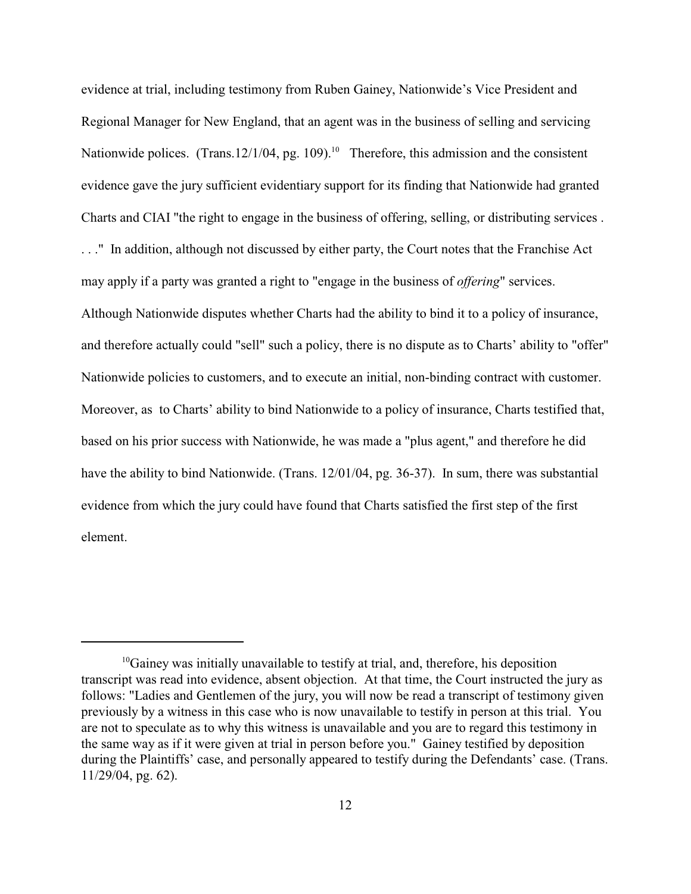evidence at trial, including testimony from Ruben Gainey, Nationwide's Vice President and Regional Manager for New England, that an agent was in the business of selling and servicing Nationwide polices. (Trans.12/1/04, pg. 109).[10] Therefore, this admission and the consistent evidence gave the jury sufficient evidentiary support for its finding that Nationwide had granted Charts and CIAI "the right to engage in the business of offering, selling, or distributing services . . . ." In addition, although not discussed by either party, the Court notes that the Franchise Act may apply if a party was granted a right to "engage in the business of *offering*" services. Although Nationwide disputes whether Charts had the ability to bind it to a policy of insurance, and therefore actually could "sell" such a policy, there is no dispute as to Charts' ability to "offer" Nationwide policies to customers, and to execute an initial, non-binding contract with customer. Moreover, as to Charts' ability to bind Nationwide to a policy of insurance, Charts testified that, based on his prior success with Nationwide, he was made a "plus agent," and therefore he did have the ability to bind Nationwide. (Trans. 12/01/04, pg. 36-37). In sum, there was substantial evidence from which the jury could have found that Charts satisfied the first step of the first element.

---

[10] Gainey was initially unavailable to testify at trial, and, therefore, his deposition transcript was read into evidence, absent objection. At that time, the Court instructed the jury as follows: "Ladies and Gentlemen of the jury, you will now be read a transcript of testimony given previously by a witness in this case who is now unavailable to testify in person at this trial. You are not to speculate as to why this witness is unavailable and you are to regard this testimony in the same way as if it were given at trial in person before you." Gainey testified by deposition during the Plaintiffs' case, and personally appeared to testify during the Defendants' case. (Trans. 11/29/04, pg. 62).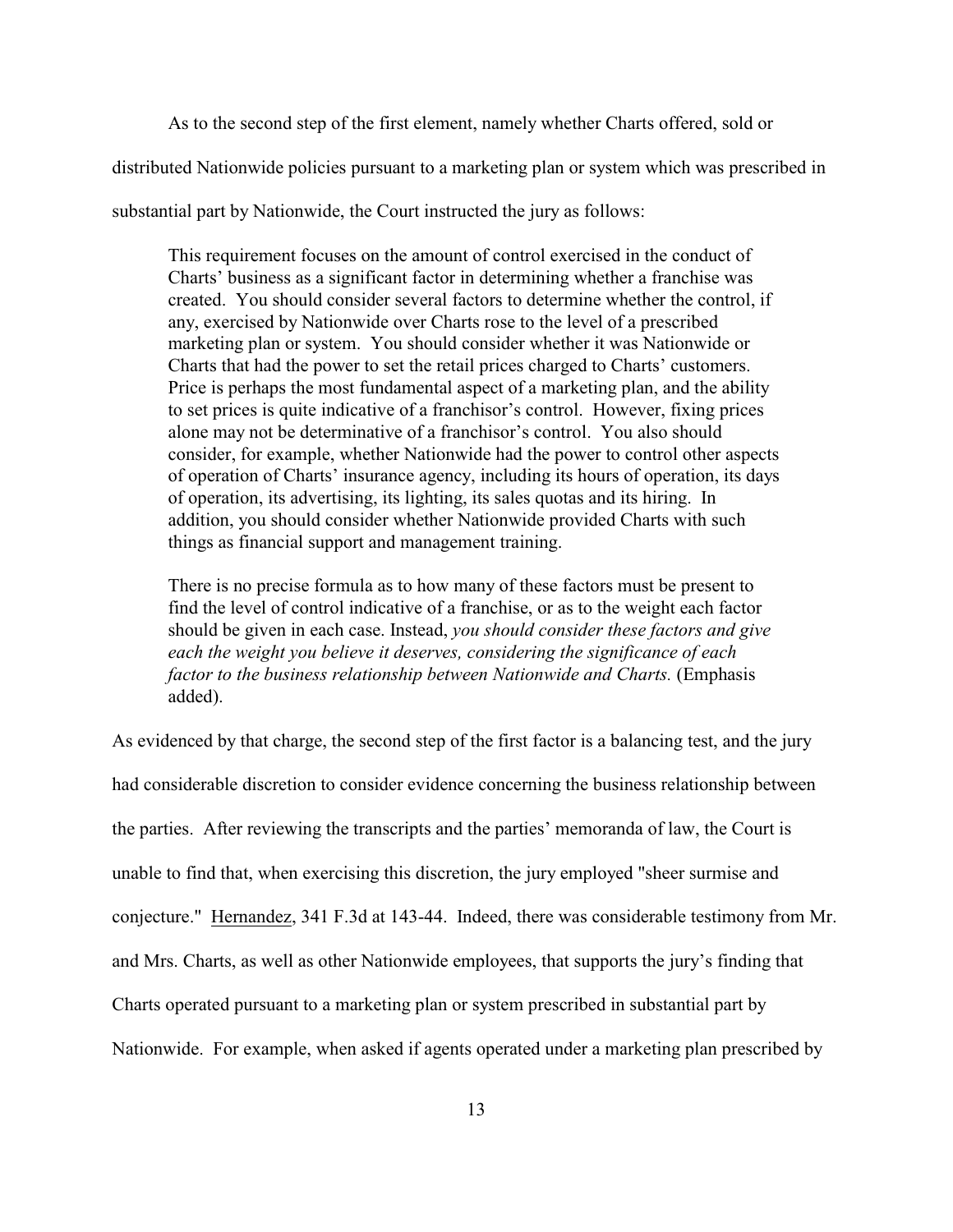As to the second step of the first element, namely whether Charts offered, sold or distributed Nationwide policies pursuant to a marketing plan or system which was prescribed in substantial part by Nationwide, the Court instructed the jury as follows:

> This requirement focuses on the amount of control exercised in the conduct of Charts' business as a significant factor in determining whether a franchise was created. You should consider several factors to determine whether the control, if any, exercised by Nationwide over Charts rose to the level of a prescribed marketing plan or system. You should consider whether it was Nationwide or Charts that had the power to set the retail prices charged to Charts' customers. Price is perhaps the most fundamental aspect of a marketing plan, and the ability to set prices is quite indicative of a franchisor's control. However, fixing prices alone may not be determinative of a franchisor's control. You also should consider, for example, whether Nationwide had the power to control other aspects of operation of Charts' insurance agency, including its hours of operation, its days of operation, its advertising, its lighting, its sales quotas and its hiring. In addition, you should consider whether Nationwide provided Charts with such things as financial support and management training.
>
> There is no precise formula as to how many of these factors must be present to find the level of control indicative of a franchise, or as to the weight each factor should be given in each case. Instead, *you should consider these factors and give each the weight you believe it deserves, considering the significance of each factor to the business relationship between Nationwide and Charts.* (Emphasis added).

As evidenced by that charge, the second step of the first factor is a balancing test, and the jury had considerable discretion to consider evidence concerning the business relationship between the parties. After reviewing the transcripts and the parties' memoranda of law, the Court is unable to find that, when exercising this discretion, the jury employed "sheer surmise and conjecture." Hernandez, 341 F.3d at 143-44. Indeed, there was considerable testimony from Mr. and Mrs. Charts, as well as other Nationwide employees, that supports the jury's finding that Charts operated pursuant to a marketing plan or system prescribed in substantial part by Nationwide. For example, when asked if agents operated under a marketing plan prescribed by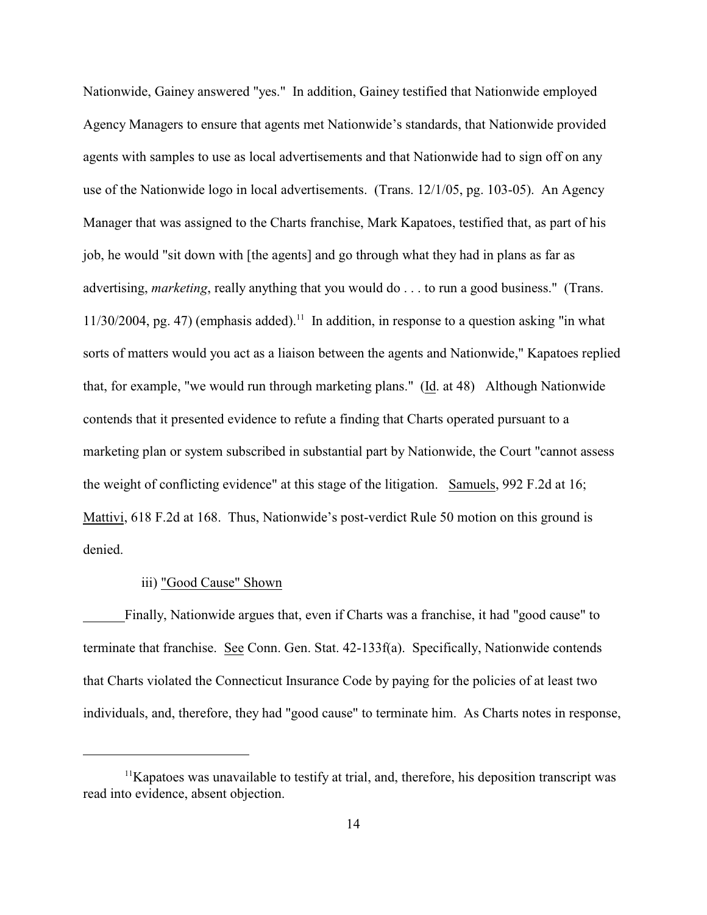Nationwide, Gainey answered "yes." In addition, Gainey testified that Nationwide employed Agency Managers to ensure that agents met Nationwide's standards, that Nationwide provided agents with samples to use as local advertisements and that Nationwide had to sign off on any use of the Nationwide logo in local advertisements. (Trans. 12/1/05, pg. 103-05). An Agency Manager that was assigned to the Charts franchise, Mark Kapatoes, testified that, as part of his job, he would "sit down with [the agents] and go through what they had in plans as far as advertising, *marketing*, really anything that you would do . . . to run a good business." (Trans. 11/30/2004, pg. 47) (emphasis added).[11] In addition, in response to a question asking "in what sorts of matters would you act as a liaison between the agents and Nationwide," Kapatoes replied that, for example, "we would run through marketing plans." (Id. at 48) Although Nationwide contends that it presented evidence to refute a finding that Charts operated pursuant to a marketing plan or system subscribed in substantial part by Nationwide, the Court "cannot assess the weight of conflicting evidence" at this stage of the litigation. Samuels, 992 F.2d at 16; Mattivi, 618 F.2d at 168. Thus, Nationwide's post-verdict Rule 50 motion on this ground is denied.

iii) "Good Cause" Shown

Finally, Nationwide argues that, even if Charts was a franchise, it had "good cause" to terminate that franchise. See Conn. Gen. Stat. 42-133f(a). Specifically, Nationwide contends that Charts violated the Connecticut Insurance Code by paying for the policies of at least two individuals, and, therefore, they had "good cause" to terminate him. As Charts notes in response,

[11] Kapatoes was unavailable to testify at trial, and, therefore, his deposition transcript was read into evidence, absent objection.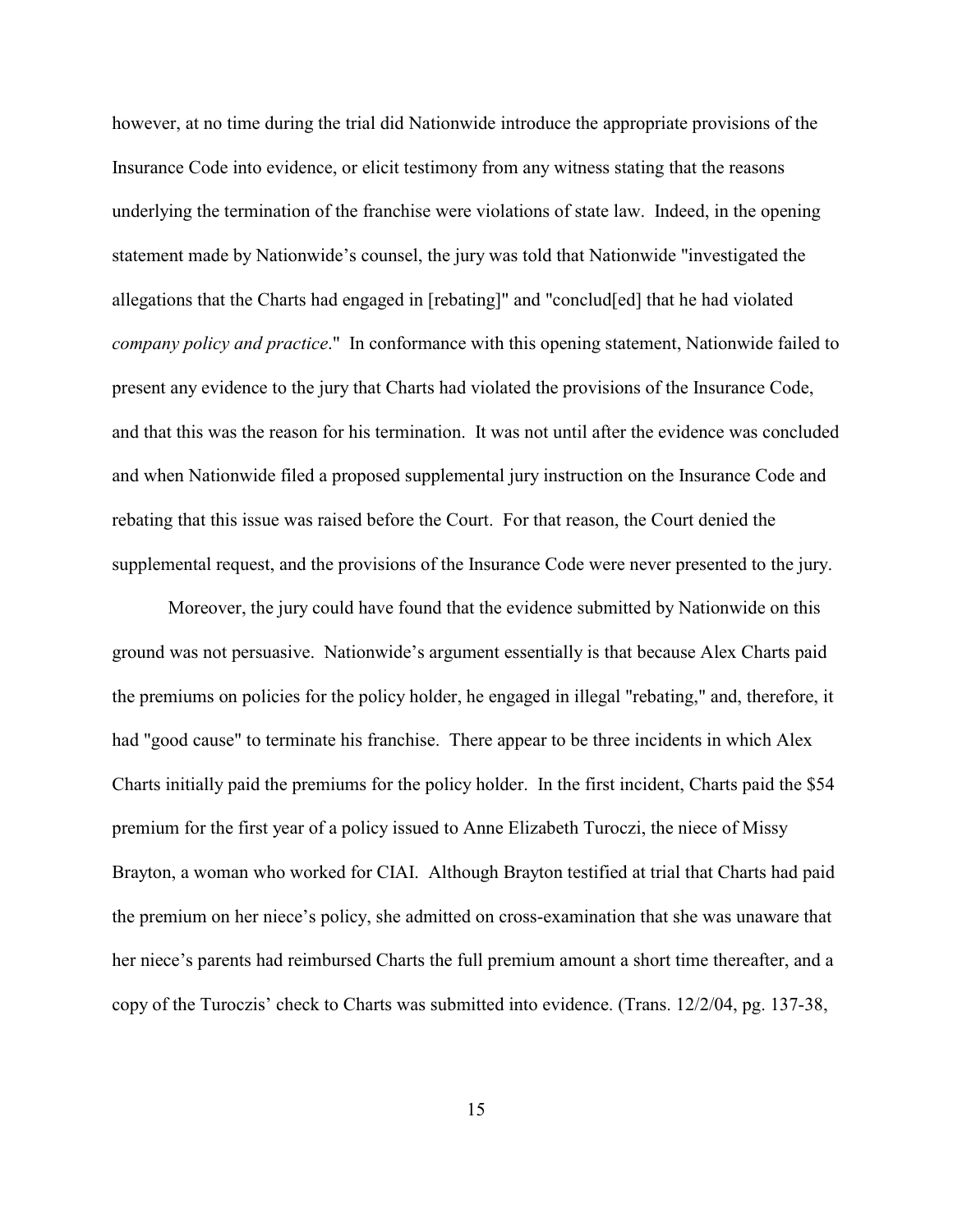however, at no time during the trial did Nationwide introduce the appropriate provisions of the Insurance Code into evidence, or elicit testimony from any witness stating that the reasons underlying the termination of the franchise were violations of state law. Indeed, in the opening statement made by Nationwide's counsel, the jury was told that Nationwide "investigated the allegations that the Charts had engaged in [rebating]" and "conclud[ed] that he had violated *company policy and practice*." In conformance with this opening statement, Nationwide failed to present any evidence to the jury that Charts had violated the provisions of the Insurance Code, and that this was the reason for his termination. It was not until after the evidence was concluded and when Nationwide filed a proposed supplemental jury instruction on the Insurance Code and rebating that this issue was raised before the Court. For that reason, the Court denied the supplemental request, and the provisions of the Insurance Code were never presented to the jury.

Moreover, the jury could have found that the evidence submitted by Nationwide on this ground was not persuasive. Nationwide's argument essentially is that because Alex Charts paid the premiums on policies for the policy holder, he engaged in illegal "rebating," and, therefore, it had "good cause" to terminate his franchise. There appear to be three incidents in which Alex Charts initially paid the premiums for the policy holder. In the first incident, Charts paid the $54 premium for the first year of a policy issued to Anne Elizabeth Turoczi, the niece of Missy Brayton, a woman who worked for CIAI. Although Brayton testified at trial that Charts had paid the premium on her niece's policy, she admitted on cross-examination that she was unaware that her niece's parents had reimbursed Charts the full premium amount a short time thereafter, and a copy of the Turoczis' check to Charts was submitted into evidence. (Trans. 12/2/04, pg. 137-38,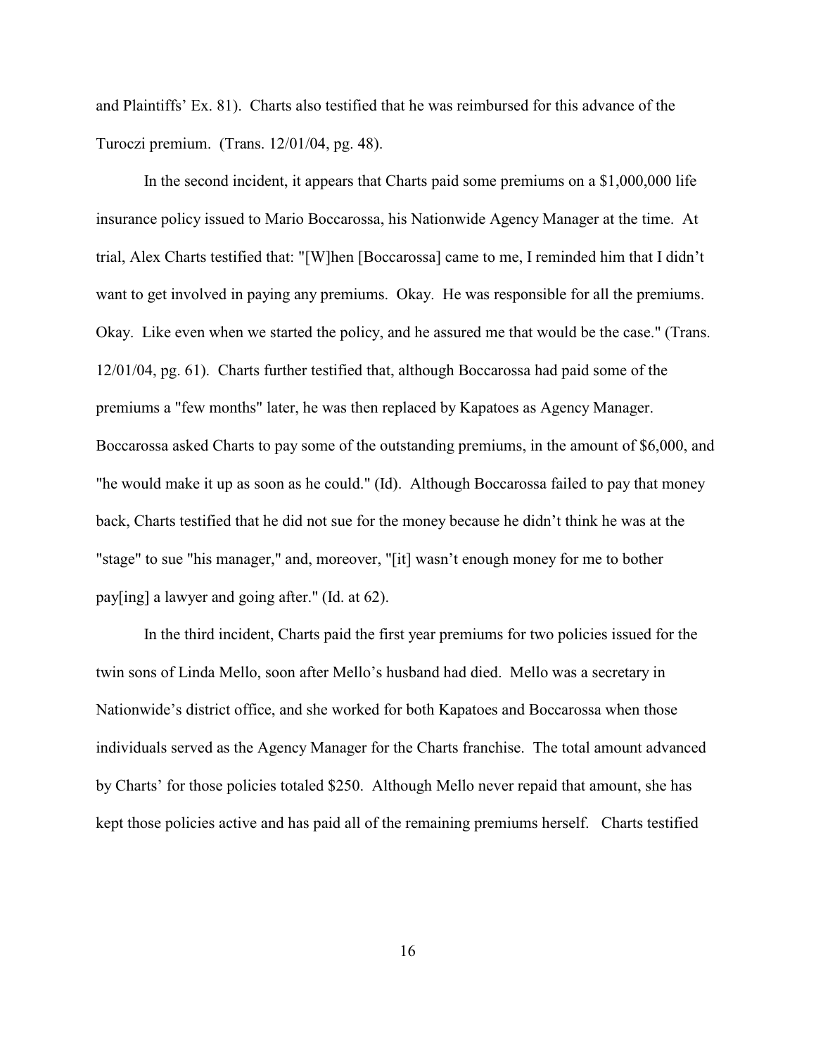and Plaintiffs' Ex. 81). Charts also testified that he was reimbursed for this advance of the Turoczi premium. (Trans. 12/01/04, pg. 48).

In the second incident, it appears that Charts paid some premiums on a $1,000,000 life insurance policy issued to Mario Boccarossa, his Nationwide Agency Manager at the time. At trial, Alex Charts testified that: "[W]hen [Boccarossa] came to me, I reminded him that I didn't want to get involved in paying any premiums. Okay. He was responsible for all the premiums. Okay. Like even when we started the policy, and he assured me that would be the case." (Trans. 12/01/04, pg. 61). Charts further testified that, although Boccarossa had paid some of the premiums a "few months" later, he was then replaced by Kapatoes as Agency Manager. Boccarossa asked Charts to pay some of the outstanding premiums, in the amount of $6,000, and "he would make it up as soon as he could." (Id). Although Boccarossa failed to pay that money back, Charts testified that he did not sue for the money because he didn't think he was at the "stage" to sue "his manager," and, moreover, "[it] wasn't enough money for me to bother pay[ing] a lawyer and going after." (Id. at 62).

In the third incident, Charts paid the first year premiums for two policies issued for the twin sons of Linda Mello, soon after Mello's husband had died. Mello was a secretary in Nationwide's district office, and she worked for both Kapatoes and Boccarossa when those individuals served as the Agency Manager for the Charts franchise. The total amount advanced by Charts' for those policies totaled $250. Although Mello never repaid that amount, she has kept those policies active and has paid all of the remaining premiums herself. Charts testified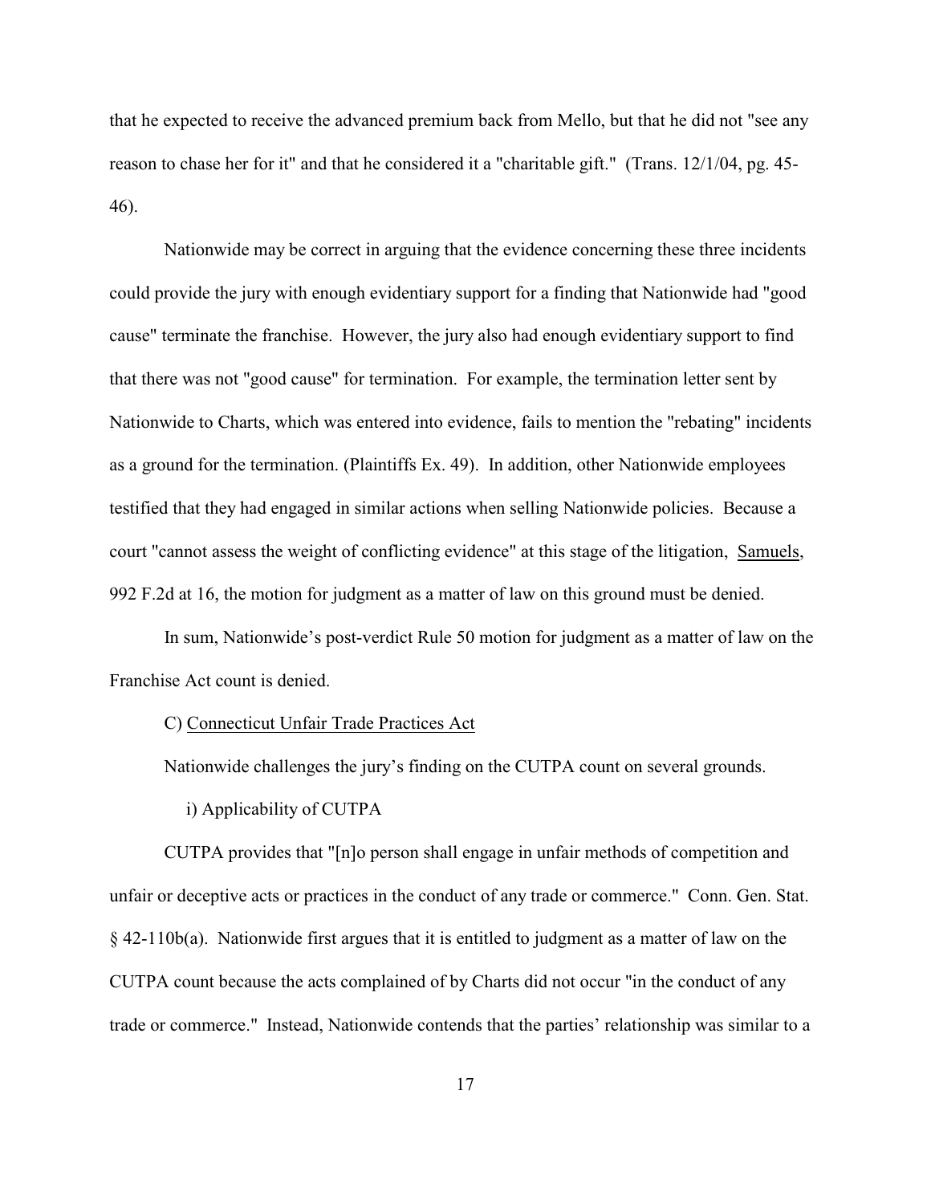that he expected to receive the advanced premium back from Mello, but that he did not "see any reason to chase her for it" and that he considered it a "charitable gift." (Trans. 12/1/04, pg. 45-46).

Nationwide may be correct in arguing that the evidence concerning these three incidents could provide the jury with enough evidentiary support for a finding that Nationwide had "good cause" terminate the franchise. However, the jury also had enough evidentiary support to find that there was not "good cause" for termination. For example, the termination letter sent by Nationwide to Charts, which was entered into evidence, fails to mention the "rebating" incidents as a ground for the termination. (Plaintiffs Ex. 49). In addition, other Nationwide employees testified that they had engaged in similar actions when selling Nationwide policies. Because a court "cannot assess the weight of conflicting evidence" at this stage of the litigation, Samuels, 992 F.2d at 16, the motion for judgment as a matter of law on this ground must be denied.

In sum, Nationwide's post-verdict Rule 50 motion for judgment as a matter of law on the Franchise Act count is denied.

C) Connecticut Unfair Trade Practices Act

Nationwide challenges the jury's finding on the CUTPA count on several grounds.

i) Applicability of CUTPA

CUTPA provides that "[n]o person shall engage in unfair methods of competition and unfair or deceptive acts or practices in the conduct of any trade or commerce." Conn. Gen. Stat. § 42-110b(a). Nationwide first argues that it is entitled to judgment as a matter of law on the CUTPA count because the acts complained of by Charts did not occur "in the conduct of any trade or commerce." Instead, Nationwide contends that the parties' relationship was similar to a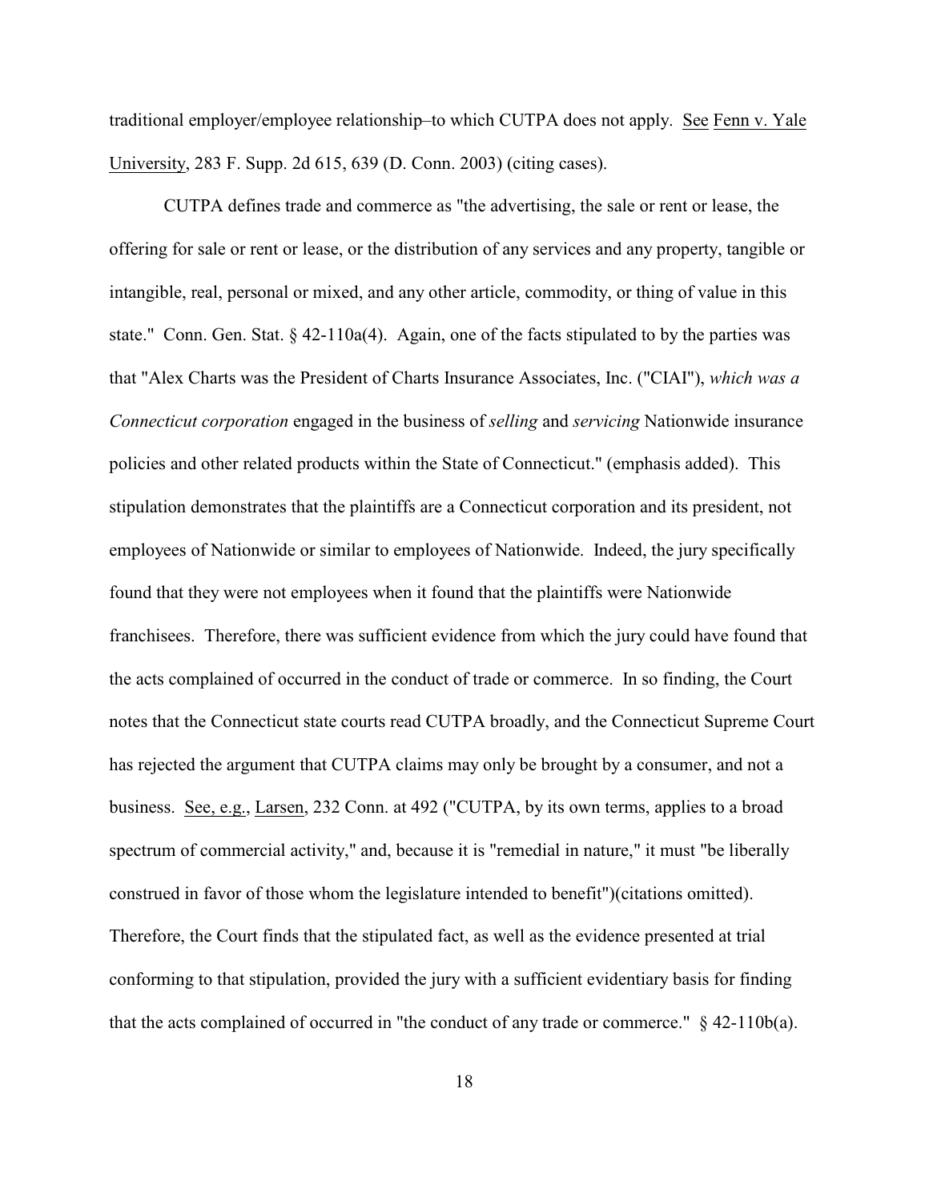traditional employer/employee relationship–to which CUTPA does not apply. See Fenn v. Yale University, 283 F. Supp. 2d 615, 639 (D. Conn. 2003) (citing cases).

CUTPA defines trade and commerce as "the advertising, the sale or rent or lease, the offering for sale or rent or lease, or the distribution of any services and any property, tangible or intangible, real, personal or mixed, and any other article, commodity, or thing of value in this state." Conn. Gen. Stat. § 42-110a(4). Again, one of the facts stipulated to by the parties was that "Alex Charts was the President of Charts Insurance Associates, Inc. ("CIAI"), *which was a Connecticut corporation* engaged in the business of *selling* and *servicing* Nationwide insurance policies and other related products within the State of Connecticut." (emphasis added). This stipulation demonstrates that the plaintiffs are a Connecticut corporation and its president, not employees of Nationwide or similar to employees of Nationwide. Indeed, the jury specifically found that they were not employees when it found that the plaintiffs were Nationwide franchisees. Therefore, there was sufficient evidence from which the jury could have found that the acts complained of occurred in the conduct of trade or commerce. In so finding, the Court notes that the Connecticut state courts read CUTPA broadly, and the Connecticut Supreme Court has rejected the argument that CUTPA claims may only be brought by a consumer, and not a business. See, e.g., Larsen, 232 Conn. at 492 ("CUTPA, by its own terms, applies to a broad spectrum of commercial activity," and, because it is "remedial in nature," it must "be liberally construed in favor of those whom the legislature intended to benefit")(citations omitted). Therefore, the Court finds that the stipulated fact, as well as the evidence presented at trial conforming to that stipulation, provided the jury with a sufficient evidentiary basis for finding that the acts complained of occurred in "the conduct of any trade or commerce." § 42-110b(a).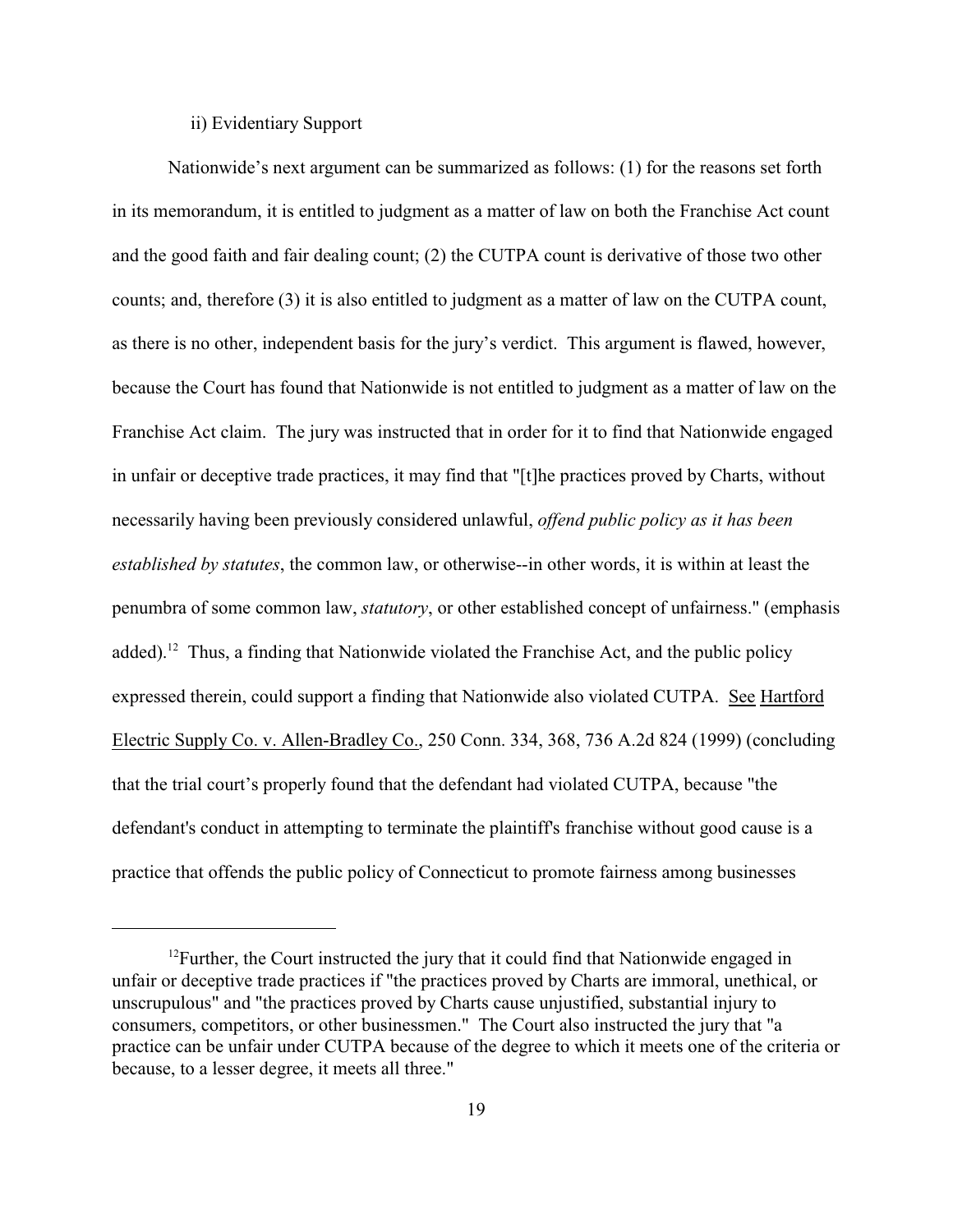ii) Evidentiary Support

Nationwide's next argument can be summarized as follows: (1) for the reasons set forth in its memorandum, it is entitled to judgment as a matter of law on both the Franchise Act count and the good faith and fair dealing count; (2) the CUTPA count is derivative of those two other counts; and, therefore (3) it is also entitled to judgment as a matter of law on the CUTPA count, as there is no other, independent basis for the jury's verdict. This argument is flawed, however, because the Court has found that Nationwide is not entitled to judgment as a matter of law on the Franchise Act claim. The jury was instructed that in order for it to find that Nationwide engaged in unfair or deceptive trade practices, it may find that "[t]he practices proved by Charts, without necessarily having been previously considered unlawful, *offend public policy as it has been established by statutes*, the common law, or otherwise--in other words, it is within at least the penumbra of some common law, *statutory*, or other established concept of unfairness." (emphasis added).[12] Thus, a finding that Nationwide violated the Franchise Act, and the public policy expressed therein, could support a finding that Nationwide also violated CUTPA. See Hartford Electric Supply Co. v. Allen-Bradley Co., 250 Conn. 334, 368, 736 A.2d 824 (1999) (concluding that the trial court's properly found that the defendant had violated CUTPA, because "the defendant's conduct in attempting to terminate the plaintiff's franchise without good cause is a practice that offends the public policy of Connecticut to promote fairness among businesses

---

[12]Further, the Court instructed the jury that it could find that Nationwide engaged in unfair or deceptive trade practices if "the practices proved by Charts are immoral, unethical, or unscrupulous" and "the practices proved by Charts cause unjustified, substantial injury to consumers, competitors, or other businessmen." The Court also instructed the jury that "a practice can be unfair under CUTPA because of the degree to which it meets one of the criteria or because, to a lesser degree, it meets all three."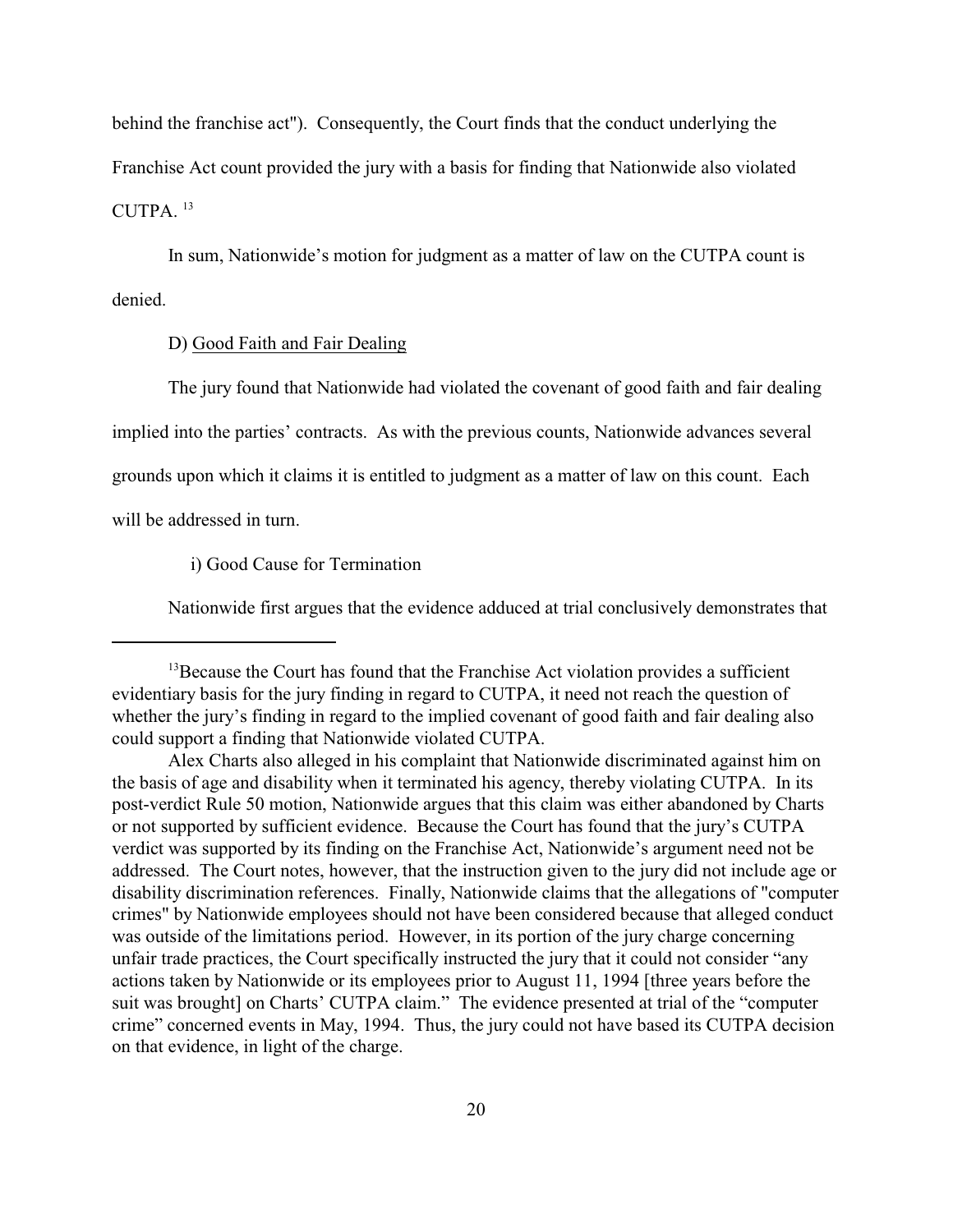behind the franchise act"). Consequently, the Court finds that the conduct underlying the Franchise Act count provided the jury with a basis for finding that Nationwide also violated CUTPA.[13]

In sum, Nationwide's motion for judgment as a matter of law on the CUTPA count is denied.

D) <u>Good Faith and Fair Dealing</u>

The jury found that Nationwide had violated the covenant of good faith and fair dealing implied into the parties' contracts. As with the previous counts, Nationwide advances several grounds upon which it claims it is entitled to judgment as a matter of law on this count. Each will be addressed in turn.

i) Good Cause for Termination

Nationwide first argues that the evidence adduced at trial conclusively demonstrates that

---

[13]Because the Court has found that the Franchise Act violation provides a sufficient evidentiary basis for the jury finding in regard to CUTPA, it need not reach the question of whether the jury's finding in regard to the implied covenant of good faith and fair dealing also could support a finding that Nationwide violated CUTPA.

Alex Charts also alleged in his complaint that Nationwide discriminated against him on the basis of age and disability when it terminated his agency, thereby violating CUTPA. In its post-verdict Rule 50 motion, Nationwide argues that this claim was either abandoned by Charts or not supported by sufficient evidence. Because the Court has found that the jury's CUTPA verdict was supported by its finding on the Franchise Act, Nationwide's argument need not be addressed. The Court notes, however, that the instruction given to the jury did not include age or disability discrimination references. Finally, Nationwide claims that the allegations of "computer crimes" by Nationwide employees should not have been considered because that alleged conduct was outside of the limitations period. However, in its portion of the jury charge concerning unfair trade practices, the Court specifically instructed the jury that it could not consider "any actions taken by Nationwide or its employees prior to August 11, 1994 [three years before the suit was brought] on Charts' CUTPA claim." The evidence presented at trial of the "computer crime" concerned events in May, 1994. Thus, the jury could not have based its CUTPA decision on that evidence, in light of the charge.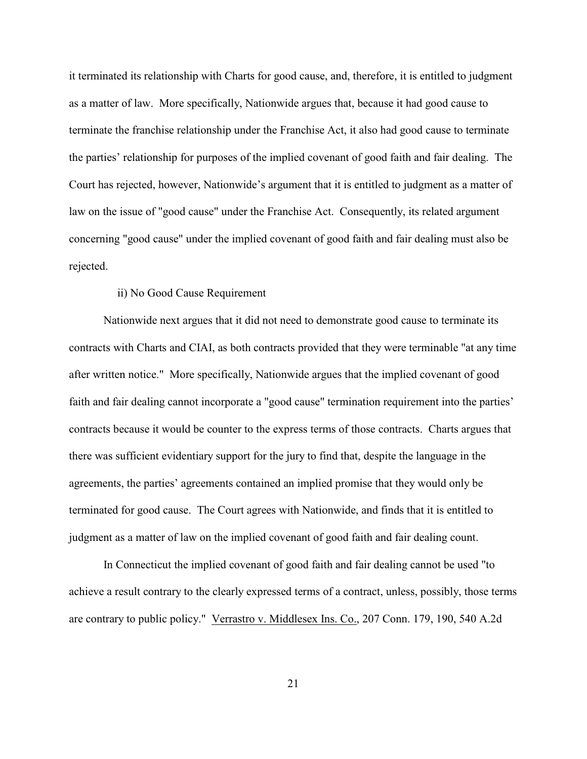it terminated its relationship with Charts for good cause, and, therefore, it is entitled to judgment as a matter of law. More specifically, Nationwide argues that, because it had good cause to terminate the franchise relationship under the Franchise Act, it also had good cause to terminate the parties' relationship for purposes of the implied covenant of good faith and fair dealing. The Court has rejected, however, Nationwide's argument that it is entitled to judgment as a matter of law on the issue of "good cause" under the Franchise Act. Consequently, its related argument concerning "good cause" under the implied covenant of good faith and fair dealing must also be rejected.

ii) No Good Cause Requirement

Nationwide next argues that it did not need to demonstrate good cause to terminate its contracts with Charts and CIAI, as both contracts provided that they were terminable "at any time after written notice." More specifically, Nationwide argues that the implied covenant of good faith and fair dealing cannot incorporate a "good cause" termination requirement into the parties' contracts because it would be counter to the express terms of those contracts. Charts argues that there was sufficient evidentiary support for the jury to find that, despite the language in the agreements, the parties' agreements contained an implied promise that they would only be terminated for good cause. The Court agrees with Nationwide, and finds that it is entitled to judgment as a matter of law on the implied covenant of good faith and fair dealing count.

In Connecticut the implied covenant of good faith and fair dealing cannot be used "to achieve a result contrary to the clearly expressed terms of a contract, unless, possibly, those terms are contrary to public policy." Verrastro v. Middlesex Ins. Co., 207 Conn. 179, 190, 540 A.2d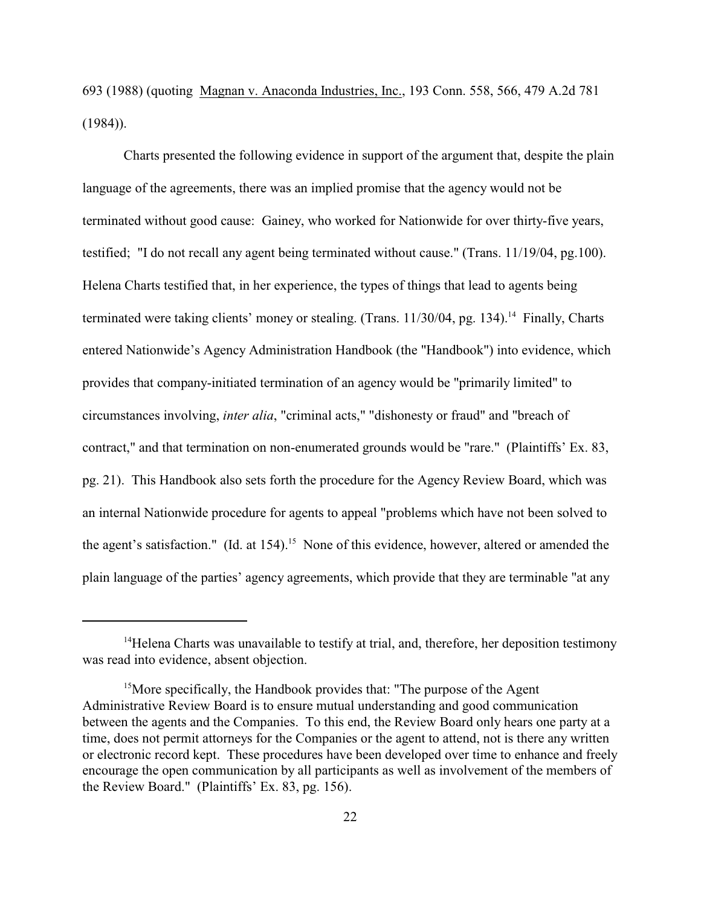693 (1988) (quoting Magnan v. Anaconda Industries, Inc., 193 Conn. 558, 566, 479 A.2d 781 (1984)).

Charts presented the following evidence in support of the argument that, despite the plain language of the agreements, there was an implied promise that the agency would not be terminated without good cause: Gainey, who worked for Nationwide for over thirty-five years, testified; "I do not recall any agent being terminated without cause." (Trans. 11/19/04, pg.100). Helena Charts testified that, in her experience, the types of things that lead to agents being terminated were taking clients' money or stealing. (Trans. 11/30/04, pg. 134).[14] Finally, Charts entered Nationwide's Agency Administration Handbook (the "Handbook") into evidence, which provides that company-initiated termination of an agency would be "primarily limited" to circumstances involving, *inter alia*, "criminal acts," "dishonesty or fraud" and "breach of contract," and that termination on non-enumerated grounds would be "rare." (Plaintiffs' Ex. 83, pg. 21). This Handbook also sets forth the procedure for the Agency Review Board, which was an internal Nationwide procedure for agents to appeal "problems which have not been solved to the agent's satisfaction." (Id. at 154).[15] None of this evidence, however, altered or amended the plain language of the parties' agency agreements, which provide that they are terminable "at any

---

[14] Helena Charts was unavailable to testify at trial, and, therefore, her deposition testimony was read into evidence, absent objection.

[15] More specifically, the Handbook provides that: "The purpose of the Agent Administrative Review Board is to ensure mutual understanding and good communication between the agents and the Companies. To this end, the Review Board only hears one party at a time, does not permit attorneys for the Companies or the agent to attend, not is there any written or electronic record kept. These procedures have been developed over time to enhance and freely encourage the open communication by all participants as well as involvement of the members of the Review Board." (Plaintiffs' Ex. 83, pg. 156).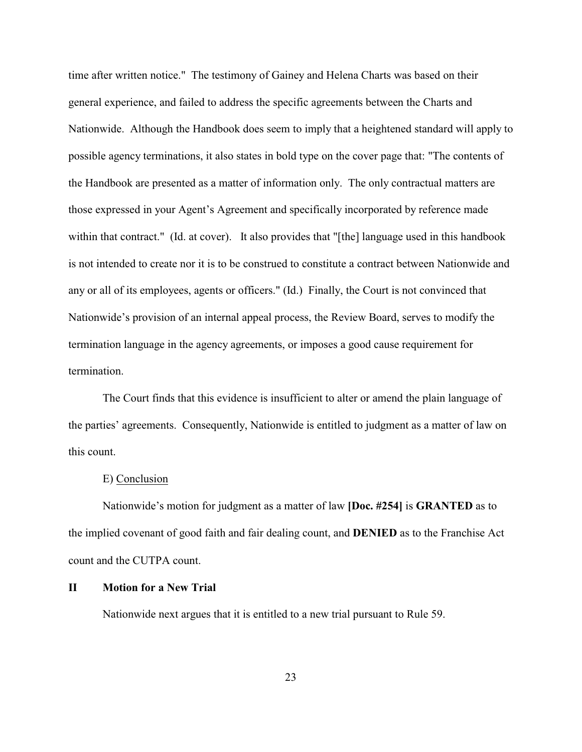time after written notice." The testimony of Gainey and Helena Charts was based on their general experience, and failed to address the specific agreements between the Charts and Nationwide. Although the Handbook does seem to imply that a heightened standard will apply to possible agency terminations, it also states in bold type on the cover page that: "The contents of the Handbook are presented as a matter of information only. The only contractual matters are those expressed in your Agent's Agreement and specifically incorporated by reference made within that contract." (Id. at cover). It also provides that "[the] language used in this handbook is not intended to create nor it is to be construed to constitute a contract between Nationwide and any or all of its employees, agents or officers." (Id.) Finally, the Court is not convinced that Nationwide's provision of an internal appeal process, the Review Board, serves to modify the termination language in the agency agreements, or imposes a good cause requirement for termination.

The Court finds that this evidence is insufficient to alter or amend the plain language of the parties' agreements. Consequently, Nationwide is entitled to judgment as a matter of law on this count.

E) Conclusion

Nationwide's motion for judgment as a matter of law **[Doc. #254]** is **GRANTED** as to the implied covenant of good faith and fair dealing count, and **DENIED** as to the Franchise Act count and the CUTPA count.

## II Motion for a New Trial

Nationwide next argues that it is entitled to a new trial pursuant to Rule 59.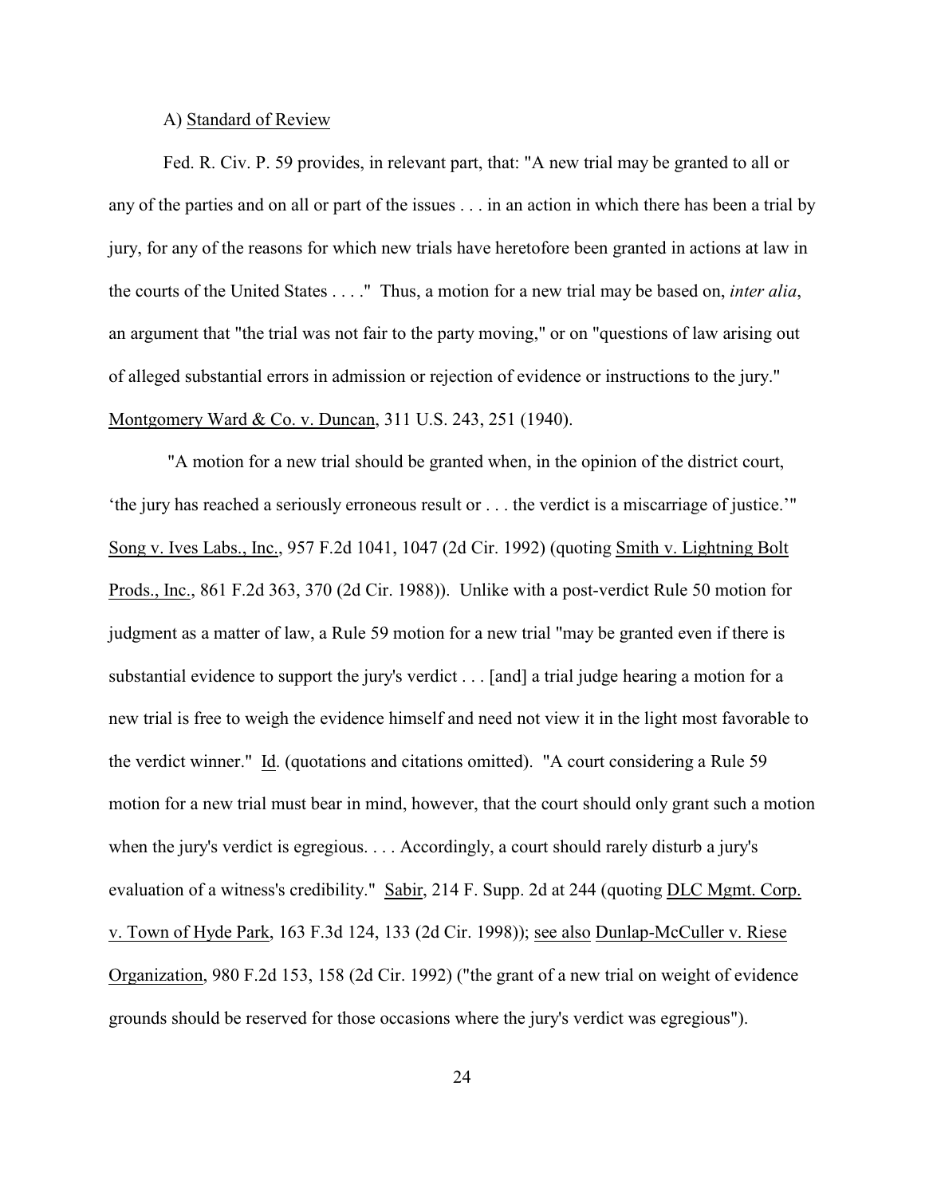A) Standard of Review

Fed. R. Civ. P. 59 provides, in relevant part, that: "A new trial may be granted to all or any of the parties and on all or part of the issues . . . in an action in which there has been a trial by jury, for any of the reasons for which new trials have heretofore been granted in actions at law in the courts of the United States . . . ." Thus, a motion for a new trial may be based on, *inter alia*, an argument that "the trial was not fair to the party moving," or on "questions of law arising out of alleged substantial errors in admission or rejection of evidence or instructions to the jury." Montgomery Ward & Co. v. Duncan, 311 U.S. 243, 251 (1940).

"A motion for a new trial should be granted when, in the opinion of the district court, 'the jury has reached a seriously erroneous result or . . . the verdict is a miscarriage of justice.'" Song v. Ives Labs., Inc., 957 F.2d 1041, 1047 (2d Cir. 1992) (quoting Smith v. Lightning Bolt Prods., Inc., 861 F.2d 363, 370 (2d Cir. 1988)). Unlike with a post-verdict Rule 50 motion for judgment as a matter of law, a Rule 59 motion for a new trial "may be granted even if there is substantial evidence to support the jury's verdict . . . [and] a trial judge hearing a motion for a new trial is free to weigh the evidence himself and need not view it in the light most favorable to the verdict winner." Id. (quotations and citations omitted). "A court considering a Rule 59 motion for a new trial must bear in mind, however, that the court should only grant such a motion when the jury's verdict is egregious. . . . Accordingly, a court should rarely disturb a jury's evaluation of a witness's credibility." Sabir, 214 F. Supp. 2d at 244 (quoting DLC Mgmt. Corp. v. Town of Hyde Park, 163 F.3d 124, 133 (2d Cir. 1998)); see also Dunlap-McCuller v. Riese Organization, 980 F.2d 153, 158 (2d Cir. 1992) ("the grant of a new trial on weight of evidence grounds should be reserved for those occasions where the jury's verdict was egregious").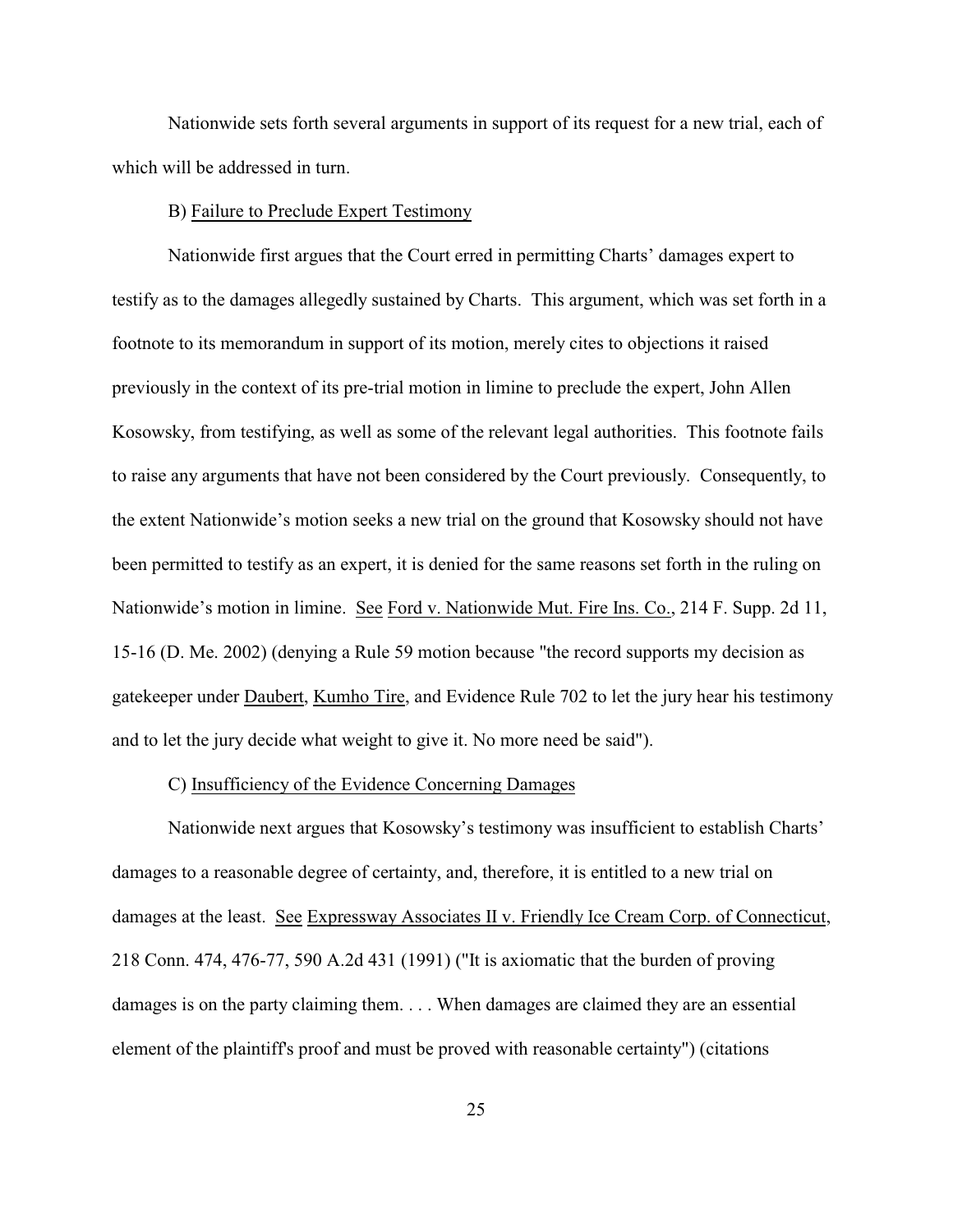Nationwide sets forth several arguments in support of its request for a new trial, each of which will be addressed in turn.

B) Failure to Preclude Expert Testimony

Nationwide first argues that the Court erred in permitting Charts' damages expert to testify as to the damages allegedly sustained by Charts. This argument, which was set forth in a footnote to its memorandum in support of its motion, merely cites to objections it raised previously in the context of its pre-trial motion in limine to preclude the expert, John Allen Kosowsky, from testifying, as well as some of the relevant legal authorities. This footnote fails to raise any arguments that have not been considered by the Court previously. Consequently, to the extent Nationwide's motion seeks a new trial on the ground that Kosowsky should not have been permitted to testify as an expert, it is denied for the same reasons set forth in the ruling on Nationwide's motion in limine. See Ford v. Nationwide Mut. Fire Ins. Co., 214 F. Supp. 2d 11, 15-16 (D. Me. 2002) (denying a Rule 59 motion because "the record supports my decision as gatekeeper under Daubert, Kumho Tire, and Evidence Rule 702 to let the jury hear his testimony and to let the jury decide what weight to give it. No more need be said").

C) Insufficiency of the Evidence Concerning Damages

Nationwide next argues that Kosowsky's testimony was insufficient to establish Charts' damages to a reasonable degree of certainty, and, therefore, it is entitled to a new trial on damages at the least. See Expressway Associates II v. Friendly Ice Cream Corp. of Connecticut, 218 Conn. 474, 476-77, 590 A.2d 431 (1991) ("It is axiomatic that the burden of proving damages is on the party claiming them. . . . When damages are claimed they are an essential element of the plaintiff's proof and must be proved with reasonable certainty") (citations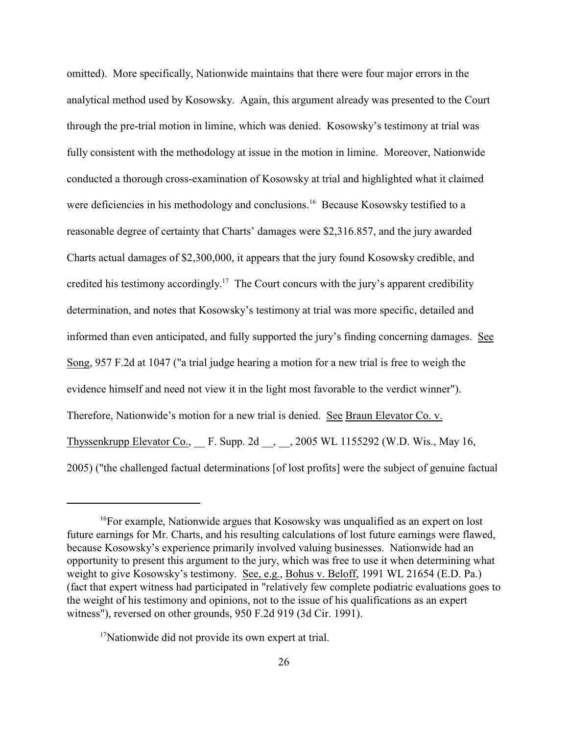omitted). More specifically, Nationwide maintains that there were four major errors in the analytical method used by Kosowsky. Again, this argument already was presented to the Court through the pre-trial motion in limine, which was denied. Kosowsky's testimony at trial was fully consistent with the methodology at issue in the motion in limine. Moreover, Nationwide conducted a thorough cross-examination of Kosowsky at trial and highlighted what it claimed were deficiencies in his methodology and conclusions.[16] Because Kosowsky testified to a reasonable degree of certainty that Charts' damages were $2,316.857, and the jury awarded Charts actual damages of $2,300,000, it appears that the jury found Kosowsky credible, and credited his testimony accordingly.[17] The Court concurs with the jury's apparent credibility determination, and notes that Kosowsky's testimony at trial was more specific, detailed and informed than even anticipated, and fully supported the jury's finding concerning damages. See Song, 957 F.2d at 1047 ("a trial judge hearing a motion for a new trial is free to weigh the evidence himself and need not view it in the light most favorable to the verdict winner"). Therefore, Nationwide's motion for a new trial is denied. See Braun Elevator Co. v. Thyssenkrupp Elevator Co., __ F. Supp. 2d __, __, 2005 WL 1155292 (W.D. Wis., May 16, 2005) ("the challenged factual determinations [of lost profits] were the subject of genuine factual

---

[16] For example, Nationwide argues that Kosowsky was unqualified as an expert on lost future earnings for Mr. Charts, and his resulting calculations of lost future earnings were flawed, because Kosowsky's experience primarily involved valuing businesses. Nationwide had an opportunity to present this argument to the jury, which was free to use it when determining what weight to give Kosowsky's testimony. See, e.g., Bohus v. Beloff, 1991 WL 21654 (E.D. Pa.) (fact that expert witness had participated in "relatively few complete podiatric evaluations goes to the weight of his testimony and opinions, not to the issue of his qualifications as an expert witness"), reversed on other grounds, 950 F.2d 919 (3d Cir. 1991).

[17] Nationwide did not provide its own expert at trial.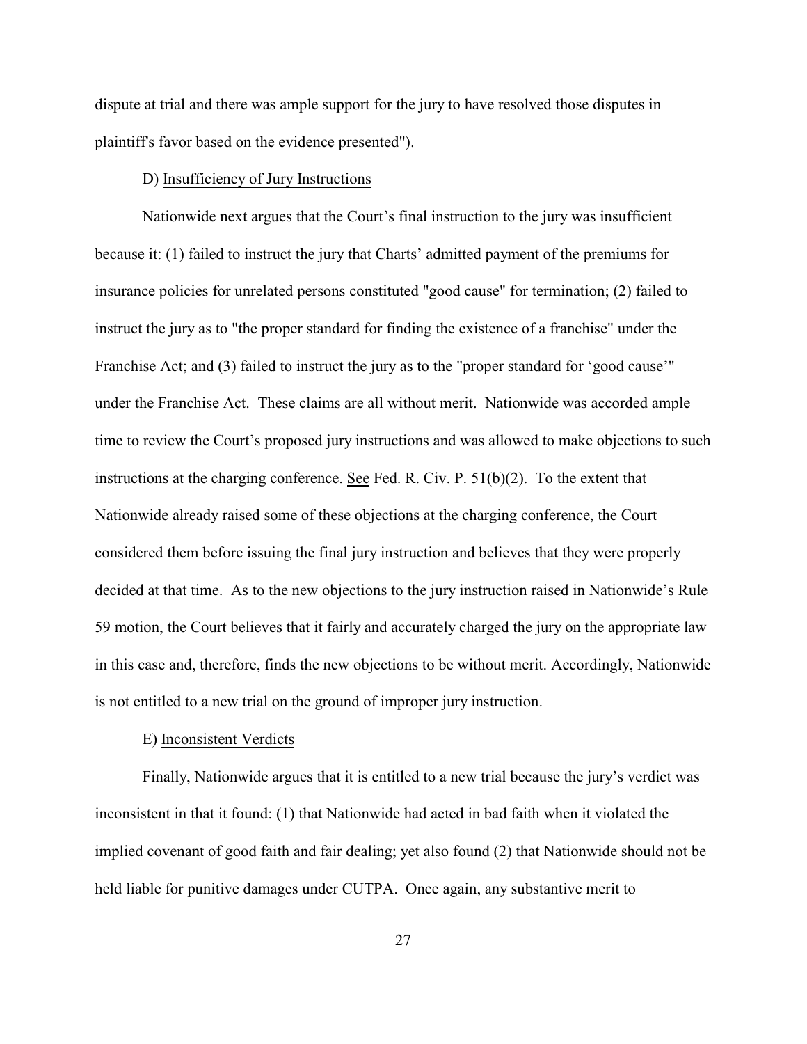dispute at trial and there was ample support for the jury to have resolved those disputes in plaintiff's favor based on the evidence presented").

D) Insufficiency of Jury Instructions

Nationwide next argues that the Court's final instruction to the jury was insufficient because it: (1) failed to instruct the jury that Charts' admitted payment of the premiums for insurance policies for unrelated persons constituted "good cause" for termination; (2) failed to instruct the jury as to "the proper standard for finding the existence of a franchise" under the Franchise Act; and (3) failed to instruct the jury as to the "proper standard for 'good cause'" under the Franchise Act. These claims are all without merit. Nationwide was accorded ample time to review the Court's proposed jury instructions and was allowed to make objections to such instructions at the charging conference. See Fed. R. Civ. P. 51(b)(2). To the extent that Nationwide already raised some of these objections at the charging conference, the Court considered them before issuing the final jury instruction and believes that they were properly decided at that time. As to the new objections to the jury instruction raised in Nationwide's Rule 59 motion, the Court believes that it fairly and accurately charged the jury on the appropriate law in this case and, therefore, finds the new objections to be without merit. Accordingly, Nationwide is not entitled to a new trial on the ground of improper jury instruction.

E) Inconsistent Verdicts

Finally, Nationwide argues that it is entitled to a new trial because the jury's verdict was inconsistent in that it found: (1) that Nationwide had acted in bad faith when it violated the implied covenant of good faith and fair dealing; yet also found (2) that Nationwide should not be held liable for punitive damages under CUTPA. Once again, any substantive merit to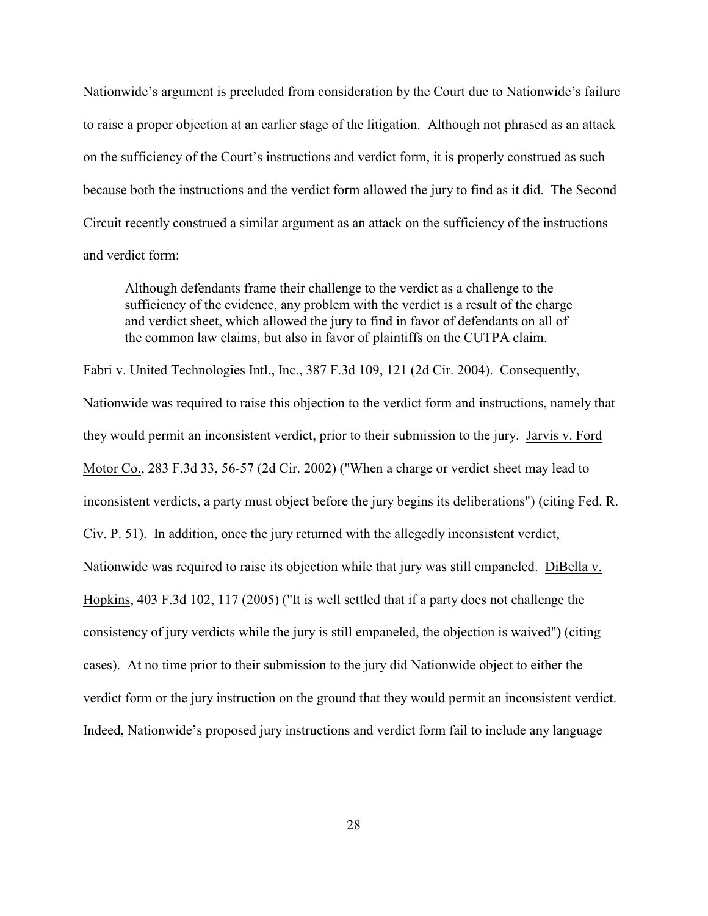Nationwide's argument is precluded from consideration by the Court due to Nationwide's failure to raise a proper objection at an earlier stage of the litigation. Although not phrased as an attack on the sufficiency of the Court's instructions and verdict form, it is properly construed as such because both the instructions and the verdict form allowed the jury to find as it did. The Second Circuit recently construed a similar argument as an attack on the sufficiency of the instructions and verdict form:

> Although defendants frame their challenge to the verdict as a challenge to the sufficiency of the evidence, any problem with the verdict is a result of the charge and verdict sheet, which allowed the jury to find in favor of defendants on all of the common law claims, but also in favor of plaintiffs on the CUTPA claim.

Fabri v. United Technologies Intl., Inc., 387 F.3d 109, 121 (2d Cir. 2004). Consequently, Nationwide was required to raise this objection to the verdict form and instructions, namely that they would permit an inconsistent verdict, prior to their submission to the jury. Jarvis v. Ford Motor Co., 283 F.3d 33, 56-57 (2d Cir. 2002) ("When a charge or verdict sheet may lead to inconsistent verdicts, a party must object before the jury begins its deliberations") (citing Fed. R. Civ. P. 51). In addition, once the jury returned with the allegedly inconsistent verdict, Nationwide was required to raise its objection while that jury was still empaneled. DiBella v. Hopkins, 403 F.3d 102, 117 (2005) ("It is well settled that if a party does not challenge the consistency of jury verdicts while the jury is still empaneled, the objection is waived") (citing cases). At no time prior to their submission to the jury did Nationwide object to either the verdict form or the jury instruction on the ground that they would permit an inconsistent verdict. Indeed, Nationwide's proposed jury instructions and verdict form fail to include any language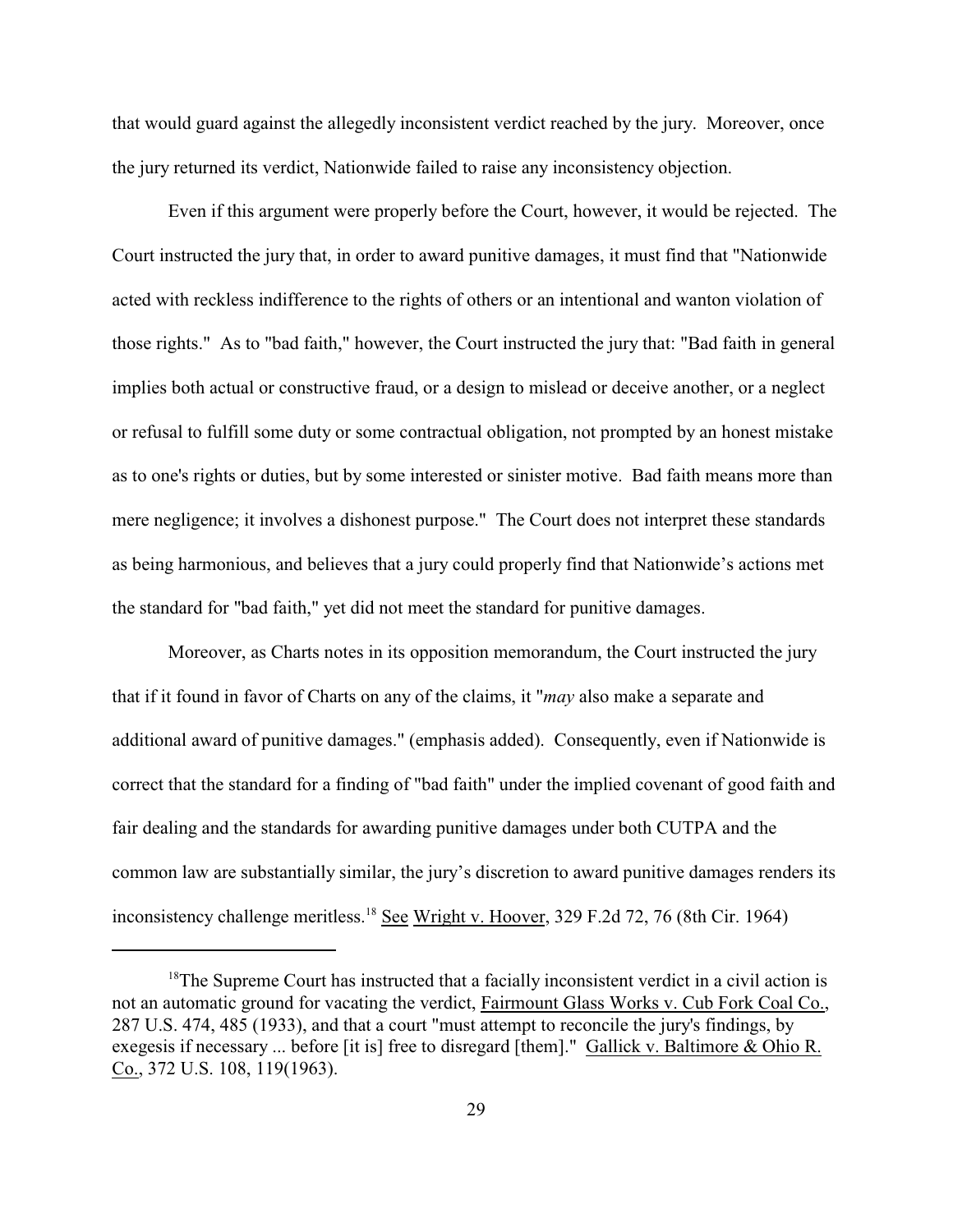that would guard against the allegedly inconsistent verdict reached by the jury. Moreover, once the jury returned its verdict, Nationwide failed to raise any inconsistency objection.

Even if this argument were properly before the Court, however, it would be rejected. The Court instructed the jury that, in order to award punitive damages, it must find that "Nationwide acted with reckless indifference to the rights of others or an intentional and wanton violation of those rights." As to "bad faith," however, the Court instructed the jury that: "Bad faith in general implies both actual or constructive fraud, or a design to mislead or deceive another, or a neglect or refusal to fulfill some duty or some contractual obligation, not prompted by an honest mistake as to one's rights or duties, but by some interested or sinister motive. Bad faith means more than mere negligence; it involves a dishonest purpose." The Court does not interpret these standards as being harmonious, and believes that a jury could properly find that Nationwide's actions met the standard for "bad faith," yet did not meet the standard for punitive damages.

Moreover, as Charts notes in its opposition memorandum, the Court instructed the jury that if it found in favor of Charts on any of the claims, it "*may* also make a separate and additional award of punitive damages." (emphasis added). Consequently, even if Nationwide is correct that the standard for a finding of "bad faith" under the implied covenant of good faith and fair dealing and the standards for awarding punitive damages under both CUTPA and the common law are substantially similar, the jury's discretion to award punitive damages renders its inconsistency challenge meritless.[18] See Wright v. Hoover, 329 F.2d 72, 76 (8th Cir. 1964)

---

[18]The Supreme Court has instructed that a facially inconsistent verdict in a civil action is not an automatic ground for vacating the verdict, Fairmount Glass Works v. Cub Fork Coal Co., 287 U.S. 474, 485 (1933), and that a court "must attempt to reconcile the jury's findings, by exegesis if necessary ... before [it is] free to disregard [them]." Gallick v. Baltimore & Ohio R. Co., 372 U.S. 108, 119(1963).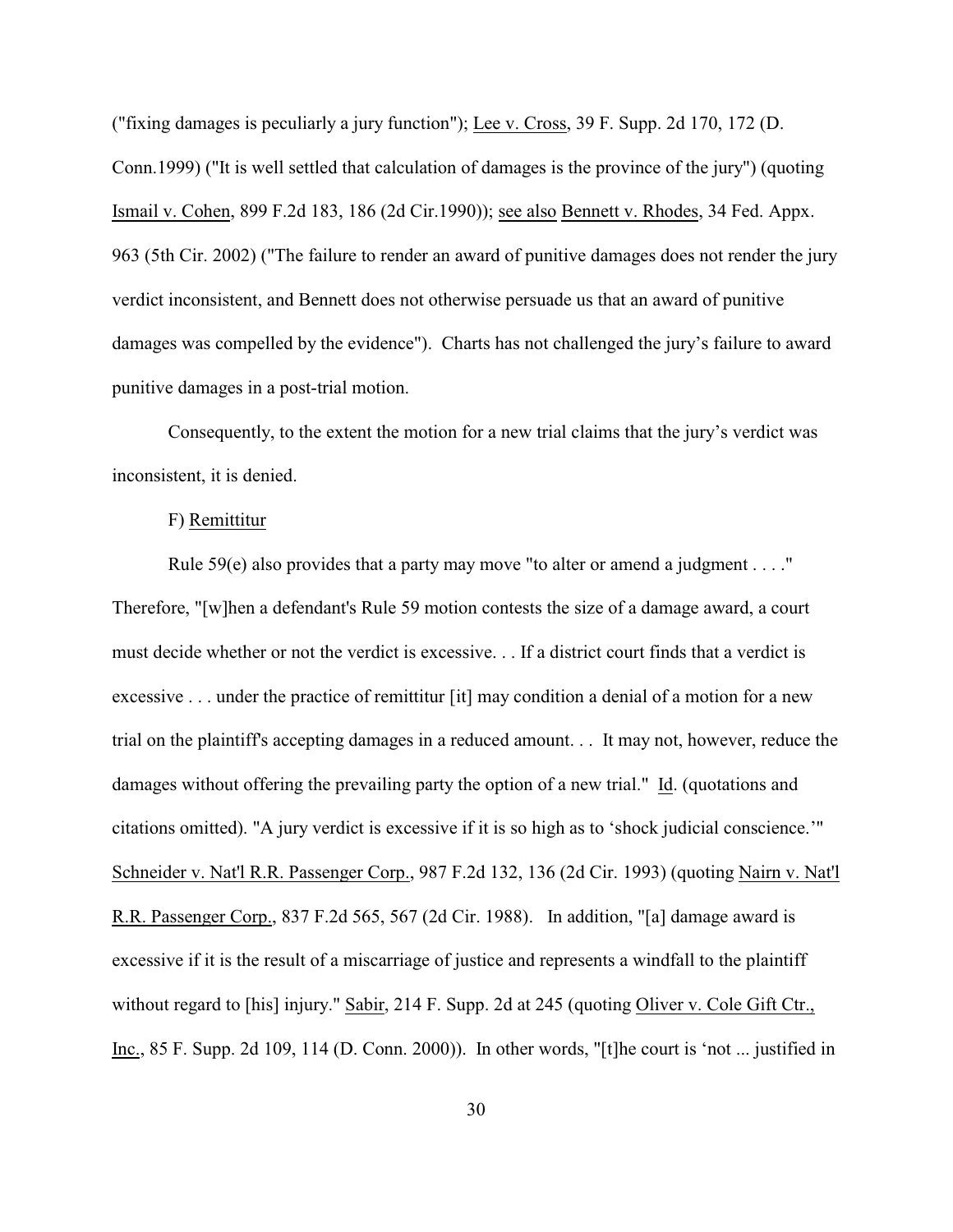("fixing damages is peculiarly a jury function"); Lee v. Cross, 39 F. Supp. 2d 170, 172 (D. Conn.1999) ("It is well settled that calculation of damages is the province of the jury") (quoting Ismail v. Cohen, 899 F.2d 183, 186 (2d Cir.1990)); see also Bennett v. Rhodes, 34 Fed. Appx. 963 (5th Cir. 2002) ("The failure to render an award of punitive damages does not render the jury verdict inconsistent, and Bennett does not otherwise persuade us that an award of punitive damages was compelled by the evidence"). Charts has not challenged the jury's failure to award punitive damages in a post-trial motion.

Consequently, to the extent the motion for a new trial claims that the jury's verdict was inconsistent, it is denied.

F) Remittitur

Rule 59(e) also provides that a party may move "to alter or amend a judgment . . . ." Therefore, "[w]hen a defendant's Rule 59 motion contests the size of a damage award, a court must decide whether or not the verdict is excessive. . . If a district court finds that a verdict is excessive . . . under the practice of remittitur [it] may condition a denial of a motion for a new trial on the plaintiff's accepting damages in a reduced amount. . . It may not, however, reduce the damages without offering the prevailing party the option of a new trial." Id. (quotations and citations omitted). "A jury verdict is excessive if it is so high as to 'shock judicial conscience.'" Schneider v. Nat'l R.R. Passenger Corp., 987 F.2d 132, 136 (2d Cir. 1993) (quoting Nairn v. Nat'l R.R. Passenger Corp., 837 F.2d 565, 567 (2d Cir. 1988). In addition, "[a] damage award is excessive if it is the result of a miscarriage of justice and represents a windfall to the plaintiff without regard to [his] injury." Sabir, 214 F. Supp. 2d at 245 (quoting Oliver v. Cole Gift Ctr., Inc., 85 F. Supp. 2d 109, 114 (D. Conn. 2000)). In other words, "[t]he court is 'not ... justified in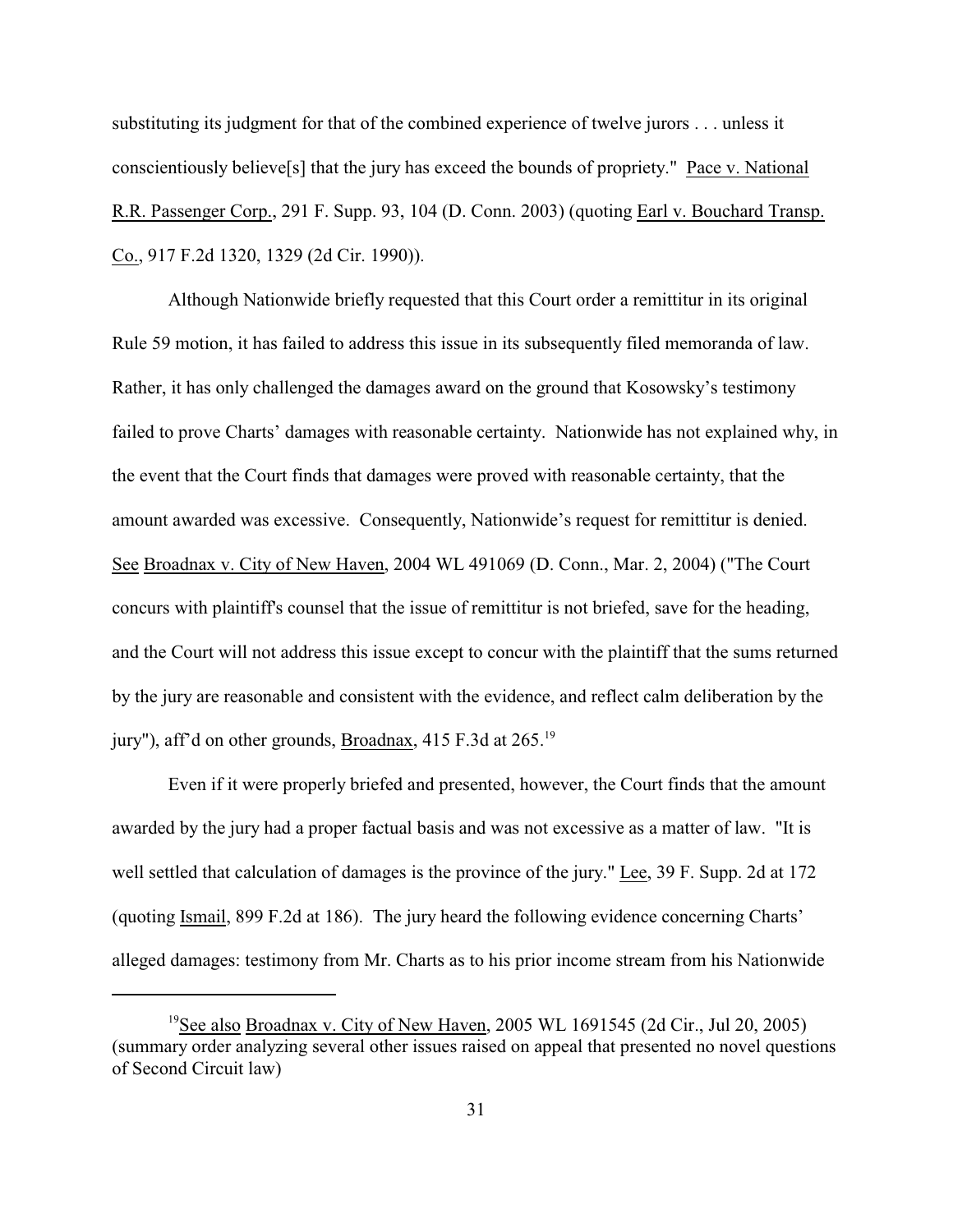substituting its judgment for that of the combined experience of twelve jurors . . . unless it conscientiously believe[s] that the jury has exceed the bounds of propriety." Pace v. National R.R. Passenger Corp., 291 F. Supp. 93, 104 (D. Conn. 2003) (quoting Earl v. Bouchard Transp. Co., 917 F.2d 1320, 1329 (2d Cir. 1990)).

Although Nationwide briefly requested that this Court order a remittitur in its original Rule 59 motion, it has failed to address this issue in its subsequently filed memoranda of law. Rather, it has only challenged the damages award on the ground that Kosowsky's testimony failed to prove Charts' damages with reasonable certainty. Nationwide has not explained why, in the event that the Court finds that damages were proved with reasonable certainty, that the amount awarded was excessive. Consequently, Nationwide's request for remittitur is denied. See Broadnax v. City of New Haven, 2004 WL 491069 (D. Conn., Mar. 2, 2004) ("The Court concurs with plaintiff's counsel that the issue of remittitur is not briefed, save for the heading, and the Court will not address this issue except to concur with the plaintiff that the sums returned by the jury are reasonable and consistent with the evidence, and reflect calm deliberation by the jury"), aff'd on other grounds, Broadnax, 415 F.3d at 265.[19]

Even if it were properly briefed and presented, however, the Court finds that the amount awarded by the jury had a proper factual basis and was not excessive as a matter of law. "It is well settled that calculation of damages is the province of the jury." Lee, 39 F. Supp. 2d at 172 (quoting Ismail, 899 F.2d at 186). The jury heard the following evidence concerning Charts' alleged damages: testimony from Mr. Charts as to his prior income stream from his Nationwide

---

[19] See also Broadnax v. City of New Haven, 2005 WL 1691545 (2d Cir., Jul 20, 2005) (summary order analyzing several other issues raised on appeal that presented no novel questions of Second Circuit law)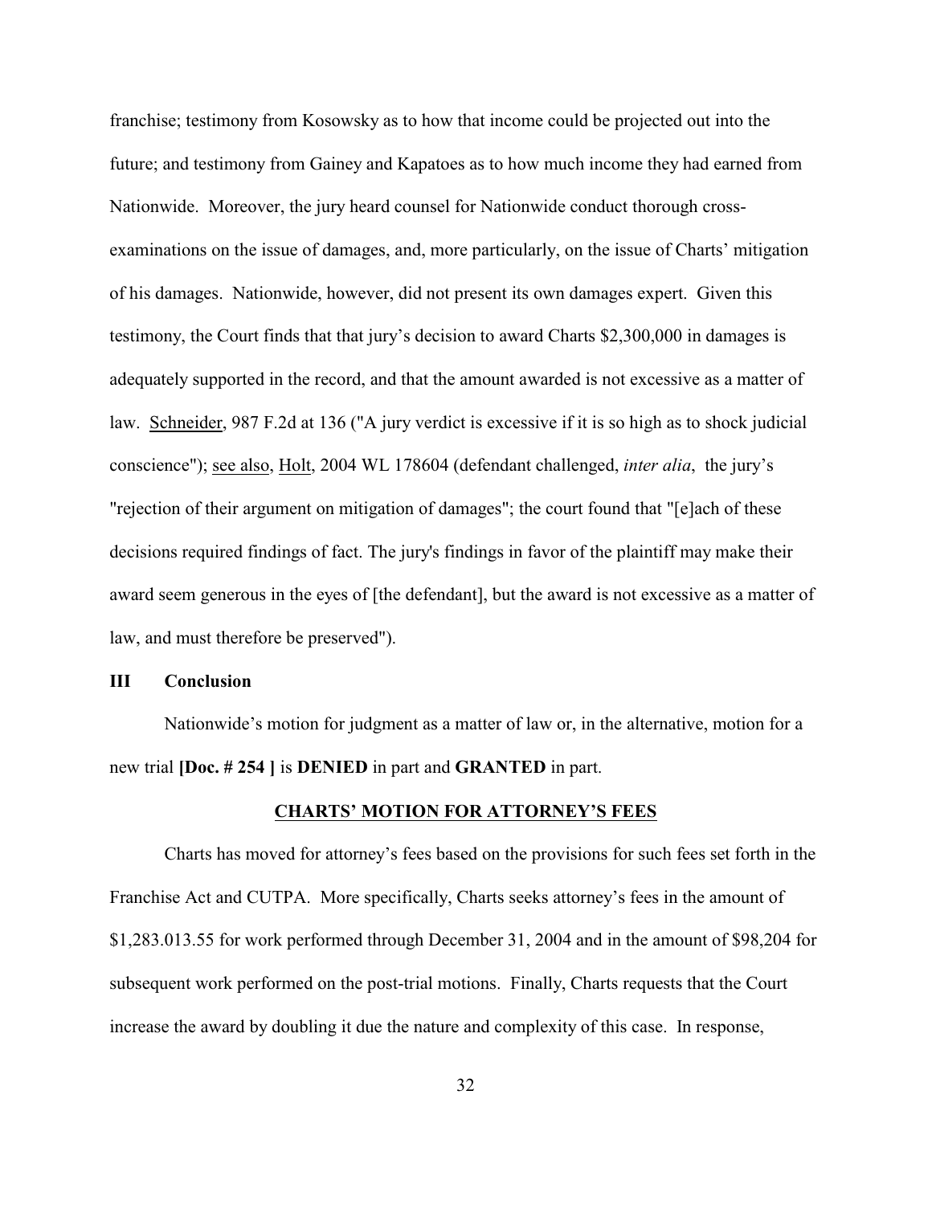franchise; testimony from Kosowsky as to how that income could be projected out into the future; and testimony from Gainey and Kapatoes as to how much income they had earned from Nationwide. Moreover, the jury heard counsel for Nationwide conduct thorough cross-examinations on the issue of damages, and, more particularly, on the issue of Charts' mitigation of his damages. Nationwide, however, did not present its own damages expert. Given this testimony, the Court finds that that jury's decision to award Charts $2,300,000 in damages is adequately supported in the record, and that the amount awarded is not excessive as a matter of law. Schneider, 987 F.2d at 136 ("A jury verdict is excessive if it is so high as to shock judicial conscience"); see also, Holt, 2004 WL 178604 (defendant challenged, *inter alia*, the jury's "rejection of their argument on mitigation of damages"; the court found that "[e]ach of these decisions required findings of fact. The jury's findings in favor of the plaintiff may make their award seem generous in the eyes of [the defendant], but the award is not excessive as a matter of law, and must therefore be preserved").

## III Conclusion

Nationwide's motion for judgment as a matter of law or, in the alternative, motion for a new trial **[Doc. # 254 ]** is **DENIED** in part and **GRANTED** in part.

## CHARTS' MOTION FOR ATTORNEY'S FEES

Charts has moved for attorney's fees based on the provisions for such fees set forth in the Franchise Act and CUTPA. More specifically, Charts seeks attorney's fees in the amount of $1,283.013.55 for work performed through December 31, 2004 and in the amount of $98,204 for subsequent work performed on the post-trial motions. Finally, Charts requests that the Court increase the award by doubling it due the nature and complexity of this case. In response,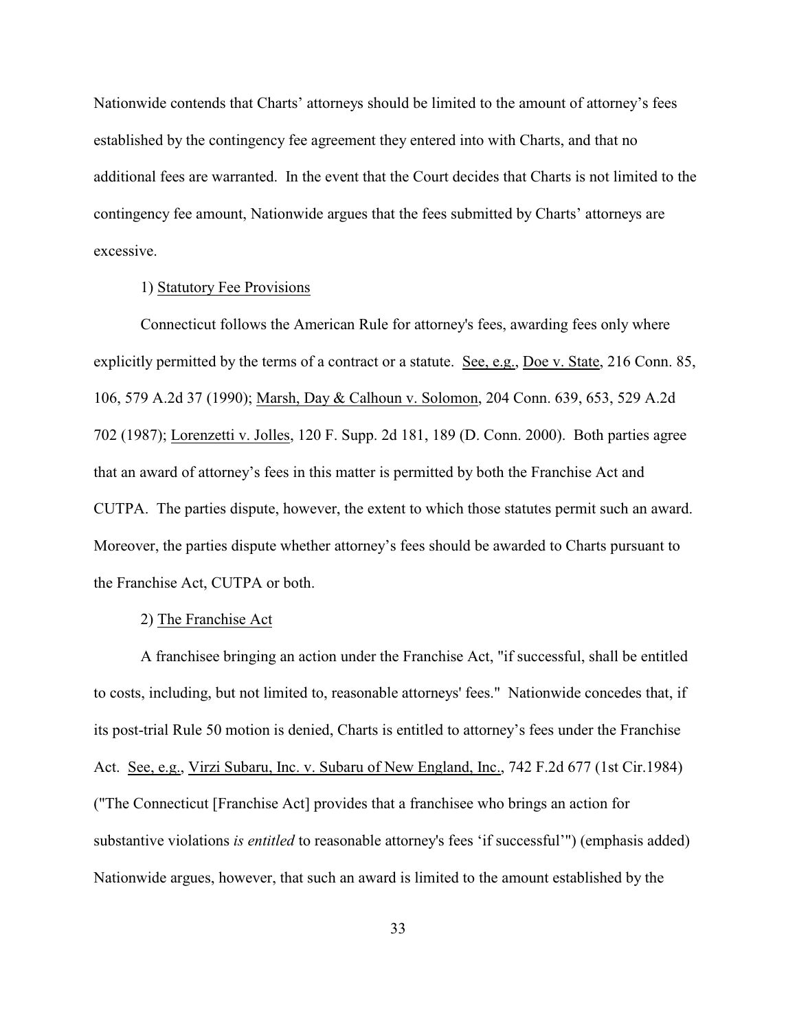Nationwide contends that Charts' attorneys should be limited to the amount of attorney's fees established by the contingency fee agreement they entered into with Charts, and that no additional fees are warranted. In the event that the Court decides that Charts is not limited to the contingency fee amount, Nationwide argues that the fees submitted by Charts' attorneys are excessive.

1) Statutory Fee Provisions

Connecticut follows the American Rule for attorney's fees, awarding fees only where explicitly permitted by the terms of a contract or a statute. See, e.g., Doe v. State, 216 Conn. 85, 106, 579 A.2d 37 (1990); Marsh, Day & Calhoun v. Solomon, 204 Conn. 639, 653, 529 A.2d 702 (1987); Lorenzetti v. Jolles, 120 F. Supp. 2d 181, 189 (D. Conn. 2000). Both parties agree that an award of attorney's fees in this matter is permitted by both the Franchise Act and CUTPA. The parties dispute, however, the extent to which those statutes permit such an award. Moreover, the parties dispute whether attorney's fees should be awarded to Charts pursuant to the Franchise Act, CUTPA or both.

2) The Franchise Act

A franchisee bringing an action under the Franchise Act, "if successful, shall be entitled to costs, including, but not limited to, reasonable attorneys' fees." Nationwide concedes that, if its post-trial Rule 50 motion is denied, Charts is entitled to attorney's fees under the Franchise Act. See, e.g., Virzi Subaru, Inc. v. Subaru of New England, Inc., 742 F.2d 677 (1st Cir.1984) ("The Connecticut [Franchise Act] provides that a franchisee who brings an action for substantive violations *is entitled* to reasonable attorney's fees 'if successful'") (emphasis added) Nationwide argues, however, that such an award is limited to the amount established by the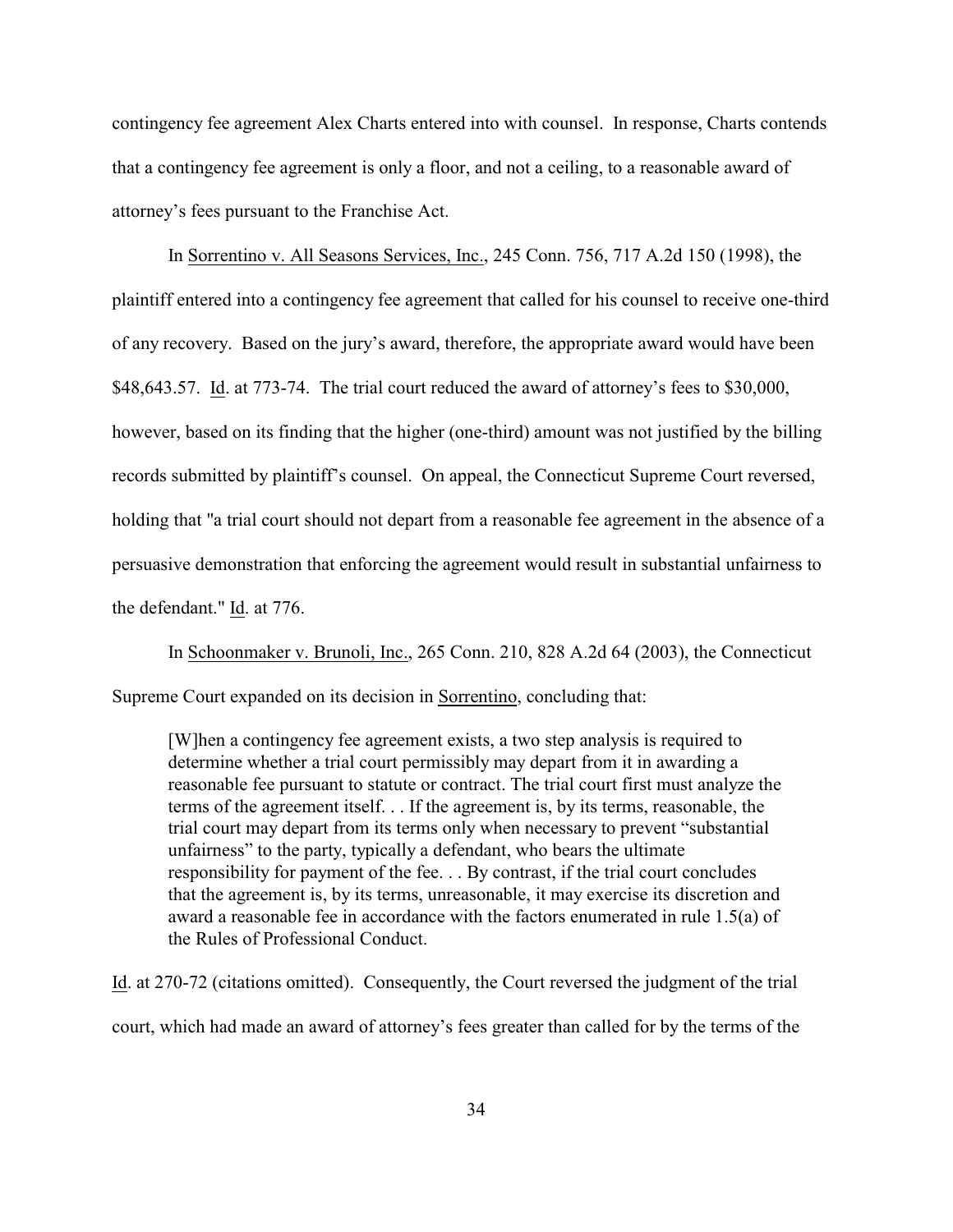contingency fee agreement Alex Charts entered into with counsel. In response, Charts contends that a contingency fee agreement is only a floor, and not a ceiling, to a reasonable award of attorney's fees pursuant to the Franchise Act.

In Sorrentino v. All Seasons Services, Inc., 245 Conn. 756, 717 A.2d 150 (1998), the plaintiff entered into a contingency fee agreement that called for his counsel to receive one-third of any recovery. Based on the jury's award, therefore, the appropriate award would have been $48,643.57. Id. at 773-74. The trial court reduced the award of attorney's fees to $30,000, however, based on its finding that the higher (one-third) amount was not justified by the billing records submitted by plaintiff's counsel. On appeal, the Connecticut Supreme Court reversed, holding that "a trial court should not depart from a reasonable fee agreement in the absence of a persuasive demonstration that enforcing the agreement would result in substantial unfairness to the defendant." Id. at 776.

In Schoonmaker v. Brunoli, Inc., 265 Conn. 210, 828 A.2d 64 (2003), the Connecticut Supreme Court expanded on its decision in Sorrentino, concluding that:

> [W]hen a contingency fee agreement exists, a two step analysis is required to determine whether a trial court permissibly may depart from it in awarding a reasonable fee pursuant to statute or contract. The trial court first must analyze the terms of the agreement itself. . . If the agreement is, by its terms, reasonable, the trial court may depart from its terms only when necessary to prevent "substantial unfairness" to the party, typically a defendant, who bears the ultimate responsibility for payment of the fee. . . By contrast, if the trial court concludes that the agreement is, by its terms, unreasonable, it may exercise its discretion and award a reasonable fee in accordance with the factors enumerated in rule 1.5(a) of the Rules of Professional Conduct.

Id. at 270-72 (citations omitted). Consequently, the Court reversed the judgment of the trial court, which had made an award of attorney's fees greater than called for by the terms of the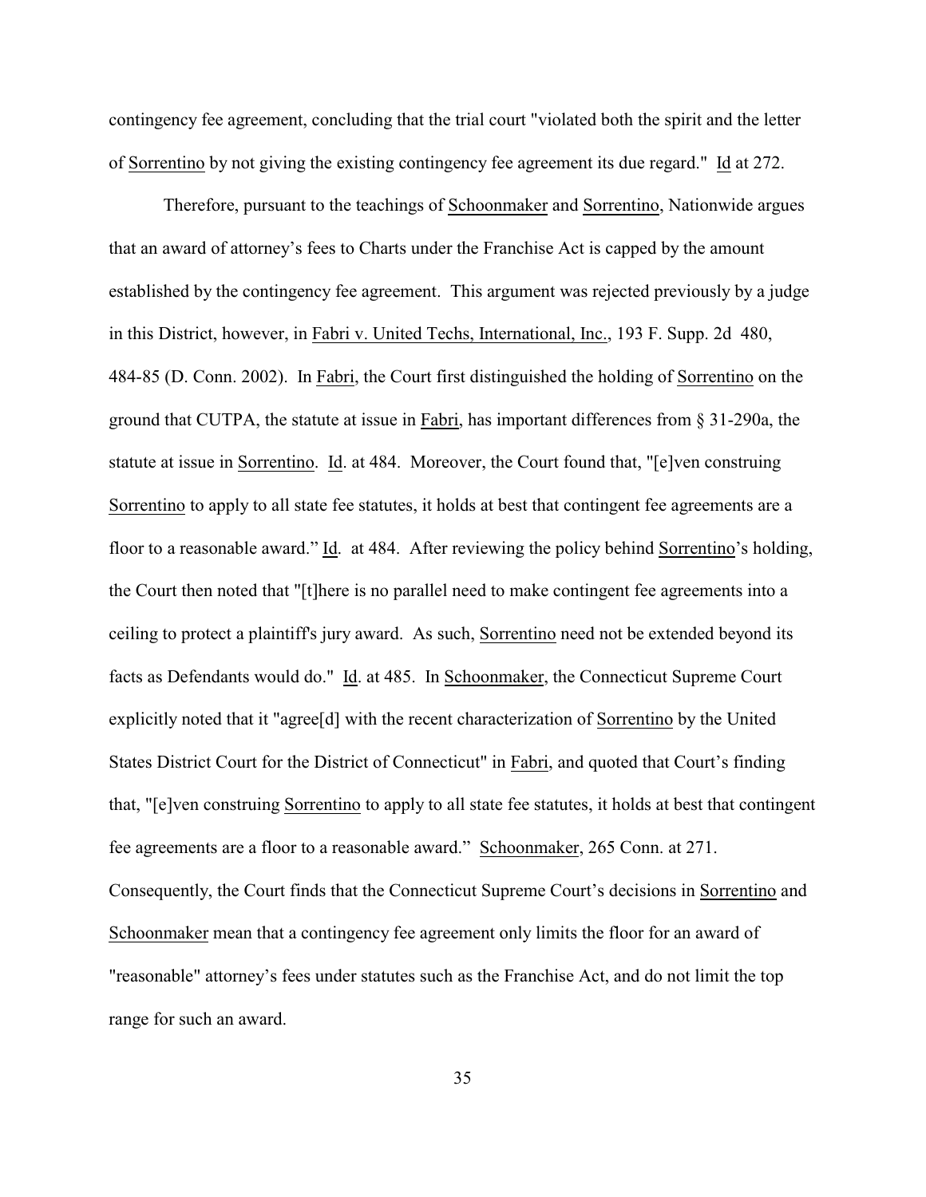contingency fee agreement, concluding that the trial court "violated both the spirit and the letter of Sorrentino by not giving the existing contingency fee agreement its due regard." Id at 272.

Therefore, pursuant to the teachings of Schoonmaker and Sorrentino, Nationwide argues that an award of attorney's fees to Charts under the Franchise Act is capped by the amount established by the contingency fee agreement. This argument was rejected previously by a judge in this District, however, in Fabri v. United Techs, International, Inc., 193 F. Supp. 2d 480, 484-85 (D. Conn. 2002). In Fabri, the Court first distinguished the holding of Sorrentino on the ground that CUTPA, the statute at issue in Fabri, has important differences from § 31-290a, the statute at issue in Sorrentino. Id. at 484. Moreover, the Court found that, "[e]ven construing Sorrentino to apply to all state fee statutes, it holds at best that contingent fee agreements are a floor to a reasonable award." Id. at 484. After reviewing the policy behind Sorrentino's holding, the Court then noted that "[t]here is no parallel need to make contingent fee agreements into a ceiling to protect a plaintiff's jury award. As such, Sorrentino need not be extended beyond its facts as Defendants would do." Id. at 485. In Schoonmaker, the Connecticut Supreme Court explicitly noted that it "agree[d] with the recent characterization of Sorrentino by the United States District Court for the District of Connecticut" in Fabri, and quoted that Court's finding that, "[e]ven construing Sorrentino to apply to all state fee statutes, it holds at best that contingent fee agreements are a floor to a reasonable award." Schoonmaker, 265 Conn. at 271. Consequently, the Court finds that the Connecticut Supreme Court's decisions in Sorrentino and Schoonmaker mean that a contingency fee agreement only limits the floor for an award of "reasonable" attorney's fees under statutes such as the Franchise Act, and do not limit the top range for such an award.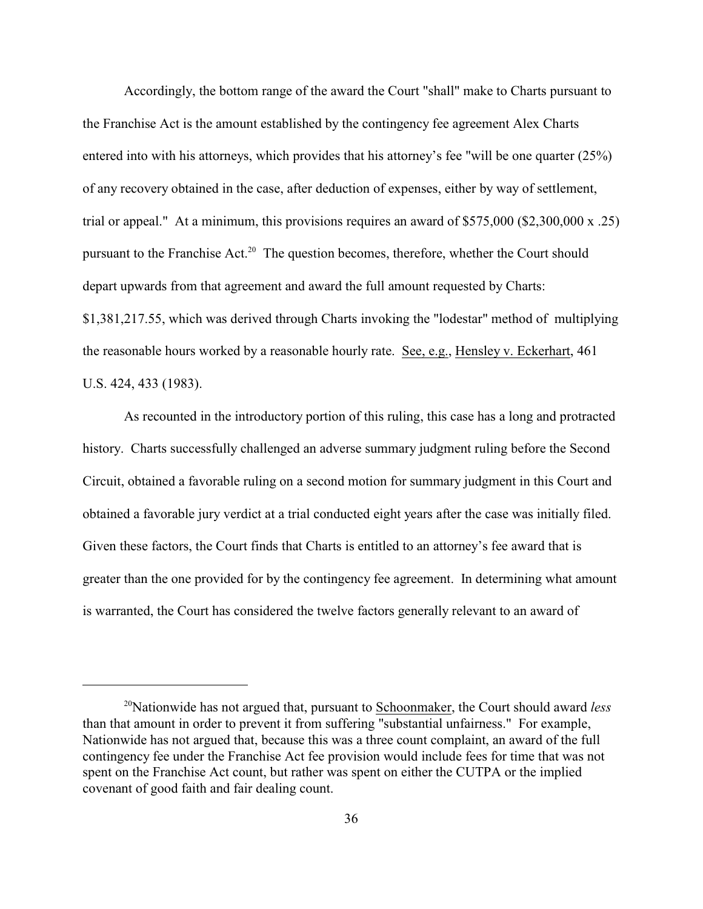Accordingly, the bottom range of the award the Court "shall" make to Charts pursuant to the Franchise Act is the amount established by the contingency fee agreement Alex Charts entered into with his attorneys, which provides that his attorney's fee "will be one quarter (25%) of any recovery obtained in the case, after deduction of expenses, either by way of settlement, trial or appeal." At a minimum, this provisions requires an award of $575,000 ($2,300,000 x .25) pursuant to the Franchise Act.[20] The question becomes, therefore, whether the Court should depart upwards from that agreement and award the full amount requested by Charts: $1,381,217.55, which was derived through Charts invoking the "lodestar" method of multiplying the reasonable hours worked by a reasonable hourly rate. See, e.g., Hensley v. Eckerhart, 461 U.S. 424, 433 (1983).

As recounted in the introductory portion of this ruling, this case has a long and protracted history. Charts successfully challenged an adverse summary judgment ruling before the Second Circuit, obtained a favorable ruling on a second motion for summary judgment in this Court and obtained a favorable jury verdict at a trial conducted eight years after the case was initially filed. Given these factors, the Court finds that Charts is entitled to an attorney's fee award that is greater than the one provided for by the contingency fee agreement. In determining what amount is warranted, the Court has considered the twelve factors generally relevant to an award of

---

[20]Nationwide has not argued that, pursuant to Schoonmaker, the Court should award *less* than that amount in order to prevent it from suffering "substantial unfairness." For example, Nationwide has not argued that, because this was a three count complaint, an award of the full contingency fee under the Franchise Act fee provision would include fees for time that was not spent on the Franchise Act count, but rather was spent on either the CUTPA or the implied covenant of good faith and fair dealing count.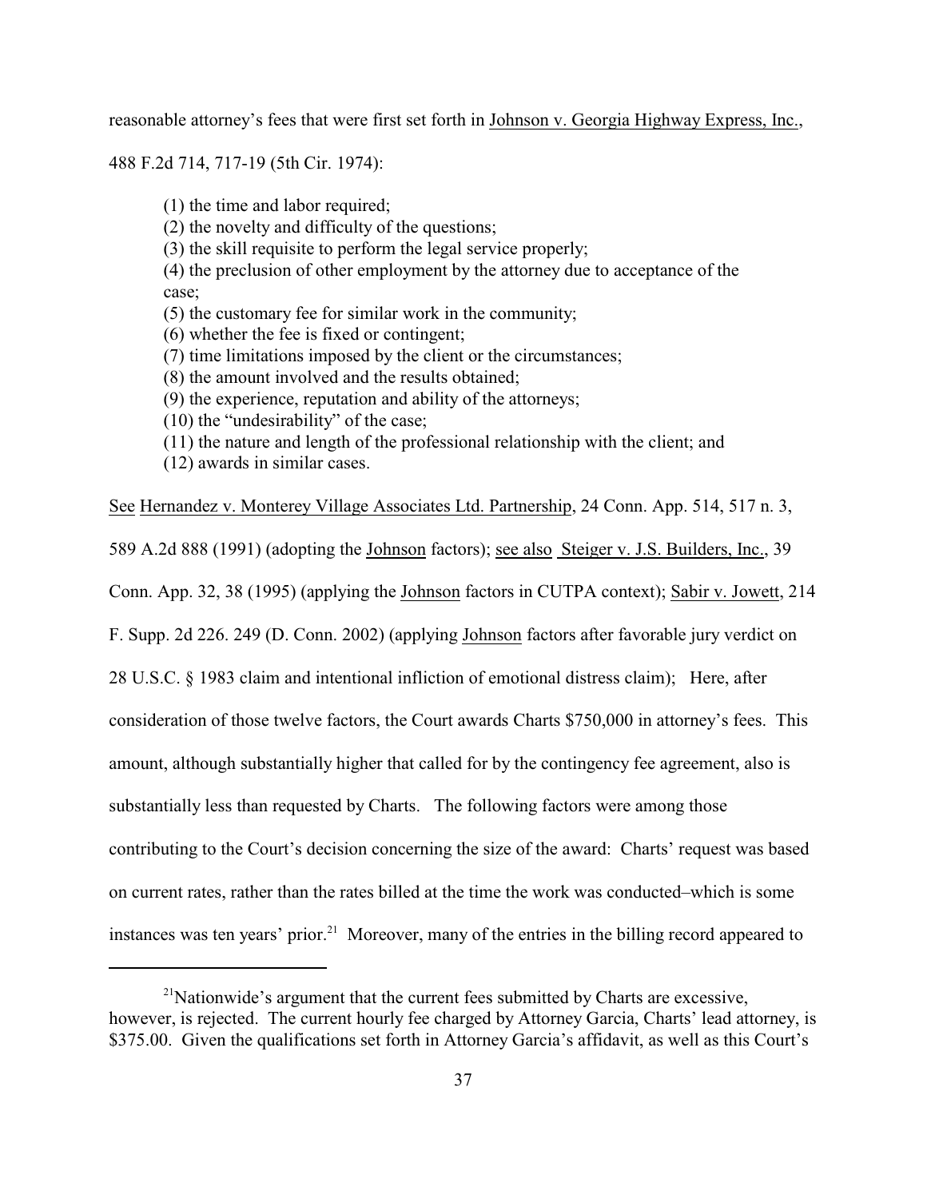reasonable attorney's fees that were first set forth in Johnson v. Georgia Highway Express, Inc., 488 F.2d 714, 717-19 (5th Cir. 1974):

> (1) the time and labor required;
> (2) the novelty and difficulty of the questions;
> (3) the skill requisite to perform the legal service properly;
> (4) the preclusion of other employment by the attorney due to acceptance of the case;
> (5) the customary fee for similar work in the community;
> (6) whether the fee is fixed or contingent;
> (7) time limitations imposed by the client or the circumstances;
> (8) the amount involved and the results obtained;
> (9) the experience, reputation and ability of the attorneys;
> (10) the "undesirability" of the case;
> (11) the nature and length of the professional relationship with the client; and
> (12) awards in similar cases.

See Hernandez v. Monterey Village Associates Ltd. Partnership, 24 Conn. App. 514, 517 n. 3, 589 A.2d 888 (1991) (adopting the Johnson factors); see also Steiger v. J.S. Builders, Inc., 39 Conn. App. 32, 38 (1995) (applying the Johnson factors in CUTPA context); Sabir v. Jowett, 214 F. Supp. 2d 226. 249 (D. Conn. 2002) (applying Johnson factors after favorable jury verdict on 28 U.S.C. § 1983 claim and intentional infliction of emotional distress claim); Here, after consideration of those twelve factors, the Court awards Charts $750,000 in attorney's fees. This amount, although substantially higher that called for by the contingency fee agreement, also is substantially less than requested by Charts. The following factors were among those contributing to the Court's decision concerning the size of the award: Charts' request was based on current rates, rather than the rates billed at the time the work was conducted–which is some instances was ten years' prior.[21] Moreover, many of the entries in the billing record appeared to

[21] Nationwide's argument that the current fees submitted by Charts are excessive, however, is rejected. The current hourly fee charged by Attorney Garcia, Charts' lead attorney, is $375.00. Given the qualifications set forth in Attorney Garcia's affidavit, as well as this Court's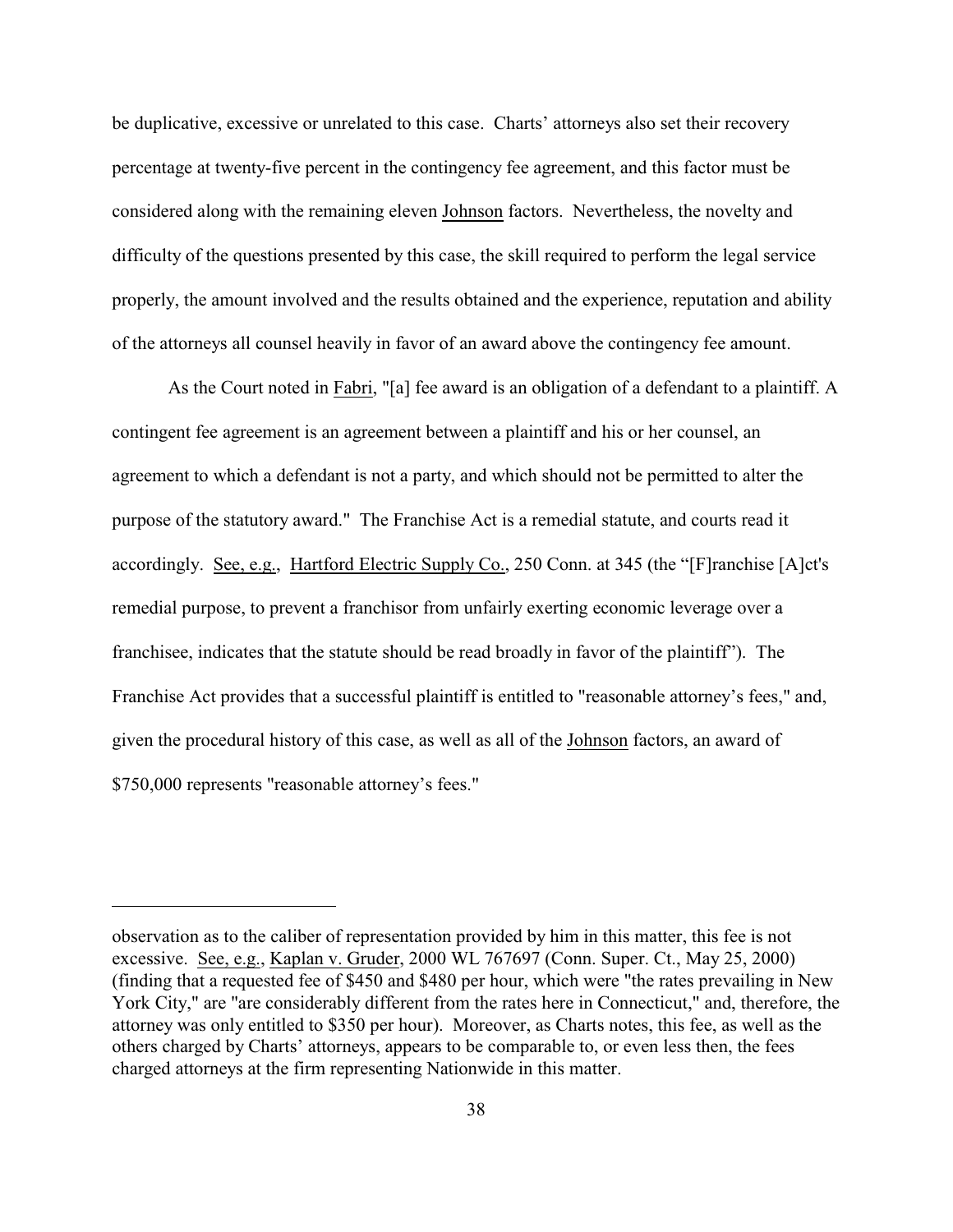be duplicative, excessive or unrelated to this case. Charts' attorneys also set their recovery percentage at twenty-five percent in the contingency fee agreement, and this factor must be considered along with the remaining eleven Johnson factors. Nevertheless, the novelty and difficulty of the questions presented by this case, the skill required to perform the legal service properly, the amount involved and the results obtained and the experience, reputation and ability of the attorneys all counsel heavily in favor of an award above the contingency fee amount.

As the Court noted in Fabri, "[a] fee award is an obligation of a defendant to a plaintiff. A contingent fee agreement is an agreement between a plaintiff and his or her counsel, an agreement to which a defendant is not a party, and which should not be permitted to alter the purpose of the statutory award." The Franchise Act is a remedial statute, and courts read it accordingly. See, e.g., Hartford Electric Supply Co., 250 Conn. at 345 (the "[F]ranchise [A]ct's remedial purpose, to prevent a franchisor from unfairly exerting economic leverage over a franchisee, indicates that the statute should be read broadly in favor of the plaintiff"). The Franchise Act provides that a successful plaintiff is entitled to "reasonable attorney's fees," and, given the procedural history of this case, as well as all of the Johnson factors, an award of $750,000 represents "reasonable attorney's fees."

---

observation as to the caliber of representation provided by him in this matter, this fee is not excessive. See, e.g., Kaplan v. Gruder, 2000 WL 767697 (Conn. Super. Ct., May 25, 2000) (finding that a requested fee of $450 and $480 per hour, which were "the rates prevailing in New York City," are "are considerably different from the rates here in Connecticut," and, therefore, the attorney was only entitled to $350 per hour). Moreover, as Charts notes, this fee, as well as the others charged by Charts' attorneys, appears to be comparable to, or even less then, the fees charged attorneys at the firm representing Nationwide in this matter.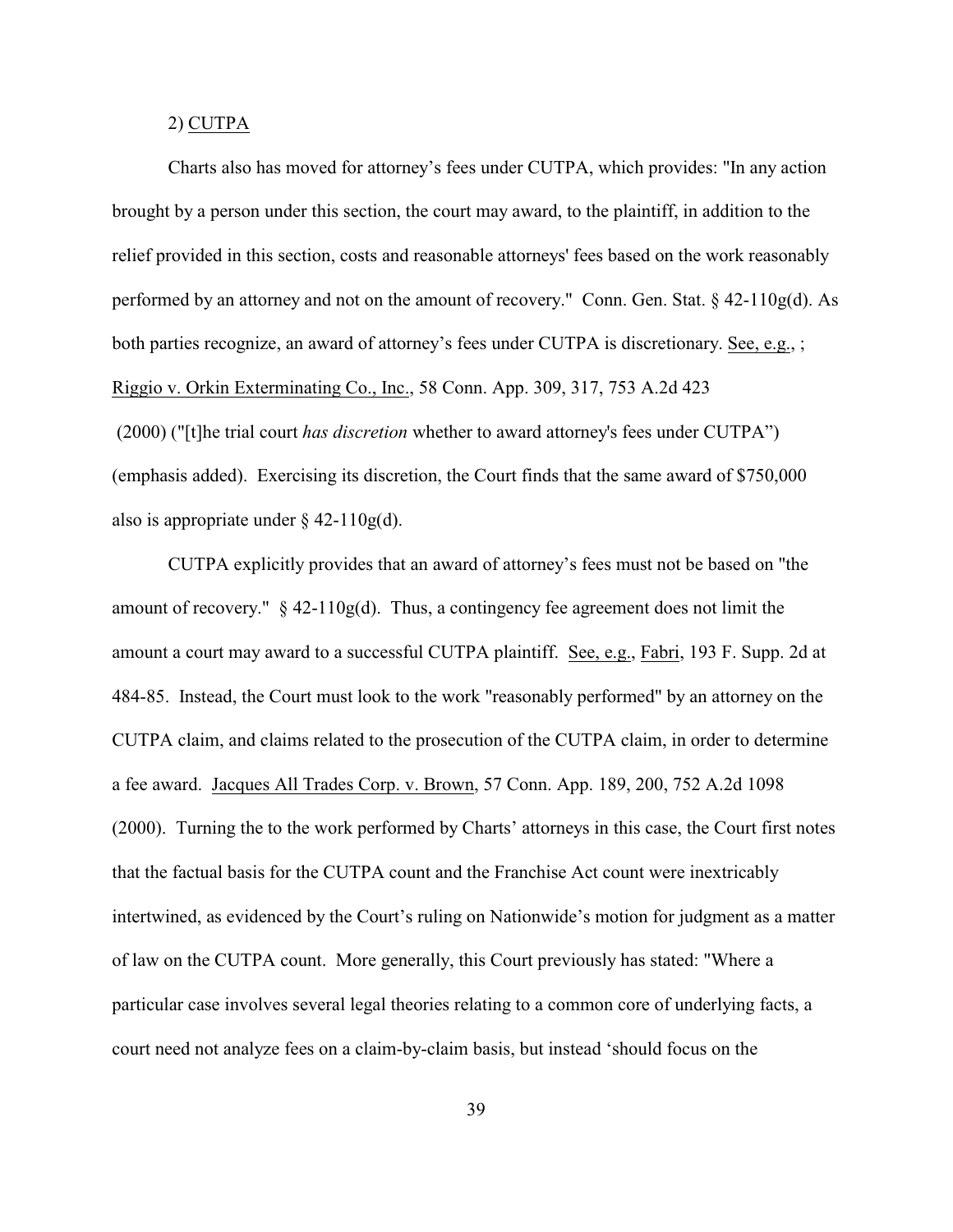2) <u>CUTPA</u>

Charts also has moved for attorney's fees under CUTPA, which provides: "In any action brought by a person under this section, the court may award, to the plaintiff, in addition to the relief provided in this section, costs and reasonable attorneys' fees based on the work reasonably performed by an attorney and not on the amount of recovery." Conn. Gen. Stat. § 42-110g(d). As both parties recognize, an award of attorney's fees under CUTPA is discretionary. <u>See, e.g.</u>, ; <u>Riggio v. Orkin Exterminating Co., Inc.</u>, 58 Conn. App. 309, 317, 753 A.2d 423 (2000) ("[t]he trial court *has discretion* whether to award attorney's fees under CUTPA") (emphasis added). Exercising its discretion, the Court finds that the same award of $750,000 also is appropriate under § 42-110g(d).

CUTPA explicitly provides that an award of attorney's fees must not be based on "the amount of recovery." § 42-110g(d). Thus, a contingency fee agreement does not limit the amount a court may award to a successful CUTPA plaintiff. <u>See, e.g.</u>, <u>Fabri</u>, 193 F. Supp. 2d at 484-85. Instead, the Court must look to the work "reasonably performed" by an attorney on the CUTPA claim, and claims related to the prosecution of the CUTPA claim, in order to determine a fee award. <u>Jacques All Trades Corp. v. Brown</u>, 57 Conn. App. 189, 200, 752 A.2d 1098 (2000). Turning the to the work performed by Charts' attorneys in this case, the Court first notes that the factual basis for the CUTPA count and the Franchise Act count were inextricably intertwined, as evidenced by the Court's ruling on Nationwide's motion for judgment as a matter of law on the CUTPA count. More generally, this Court previously has stated: "Where a particular case involves several legal theories relating to a common core of underlying facts, a court need not analyze fees on a claim-by-claim basis, but instead 'should focus on the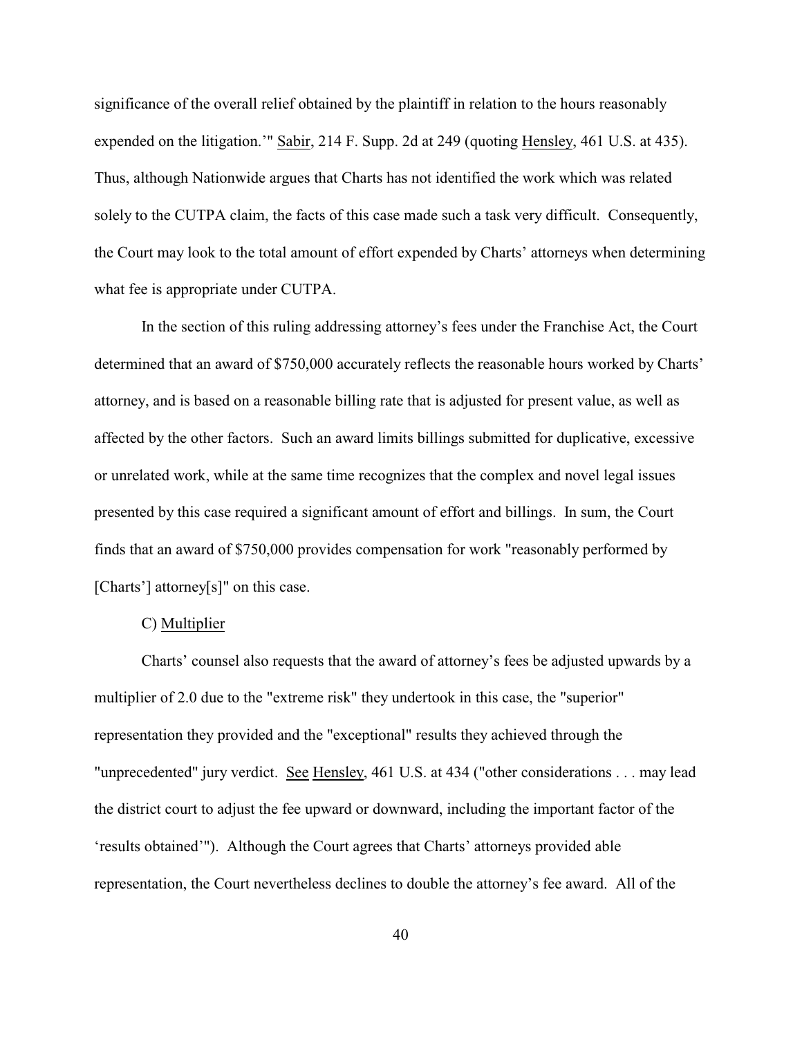significance of the overall relief obtained by the plaintiff in relation to the hours reasonably expended on the litigation.'" Sabir, 214 F. Supp. 2d at 249 (quoting Hensley, 461 U.S. at 435). Thus, although Nationwide argues that Charts has not identified the work which was related solely to the CUTPA claim, the facts of this case made such a task very difficult. Consequently, the Court may look to the total amount of effort expended by Charts' attorneys when determining what fee is appropriate under CUTPA.

In the section of this ruling addressing attorney's fees under the Franchise Act, the Court determined that an award of $750,000 accurately reflects the reasonable hours worked by Charts' attorney, and is based on a reasonable billing rate that is adjusted for present value, as well as affected by the other factors. Such an award limits billings submitted for duplicative, excessive or unrelated work, while at the same time recognizes that the complex and novel legal issues presented by this case required a significant amount of effort and billings. In sum, the Court finds that an award of $750,000 provides compensation for work "reasonably performed by [Charts'] attorney[s]" on this case.

C) Multiplier

Charts' counsel also requests that the award of attorney's fees be adjusted upwards by a multiplier of 2.0 due to the "extreme risk" they undertook in this case, the "superior" representation they provided and the "exceptional" results they achieved through the "unprecedented" jury verdict. See Hensley, 461 U.S. at 434 ("other considerations . . . may lead the district court to adjust the fee upward or downward, including the important factor of the 'results obtained'"). Although the Court agrees that Charts' attorneys provided able representation, the Court nevertheless declines to double the attorney's fee award. All of the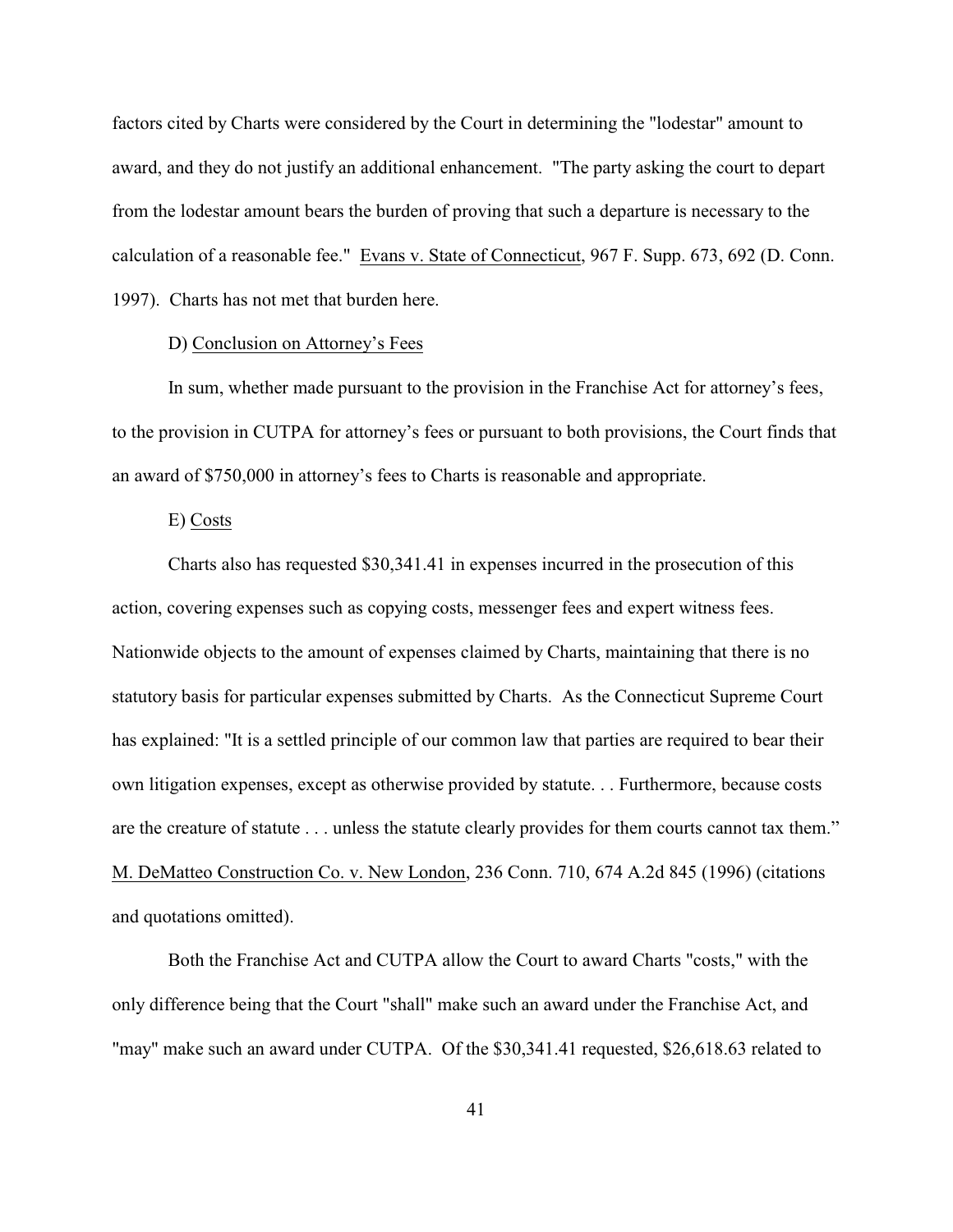factors cited by Charts were considered by the Court in determining the "lodestar" amount to award, and they do not justify an additional enhancement. "The party asking the court to depart from the lodestar amount bears the burden of proving that such a departure is necessary to the calculation of a reasonable fee." Evans v. State of Connecticut, 967 F. Supp. 673, 692 (D. Conn. 1997). Charts has not met that burden here.

D) Conclusion on Attorney's Fees

In sum, whether made pursuant to the provision in the Franchise Act for attorney's fees, to the provision in CUTPA for attorney's fees or pursuant to both provisions, the Court finds that an award of $750,000 in attorney's fees to Charts is reasonable and appropriate.

E) Costs

Charts also has requested $30,341.41 in expenses incurred in the prosecution of this action, covering expenses such as copying costs, messenger fees and expert witness fees. Nationwide objects to the amount of expenses claimed by Charts, maintaining that there is no statutory basis for particular expenses submitted by Charts. As the Connecticut Supreme Court has explained: "It is a settled principle of our common law that parties are required to bear their own litigation expenses, except as otherwise provided by statute. . . Furthermore, because costs are the creature of statute . . . unless the statute clearly provides for them courts cannot tax them." M. DeMatteo Construction Co. v. New London, 236 Conn. 710, 674 A.2d 845 (1996) (citations and quotations omitted).

Both the Franchise Act and CUTPA allow the Court to award Charts "costs," with the only difference being that the Court "shall" make such an award under the Franchise Act, and "may" make such an award under CUTPA. Of the $30,341.41 requested, $26,618.63 related to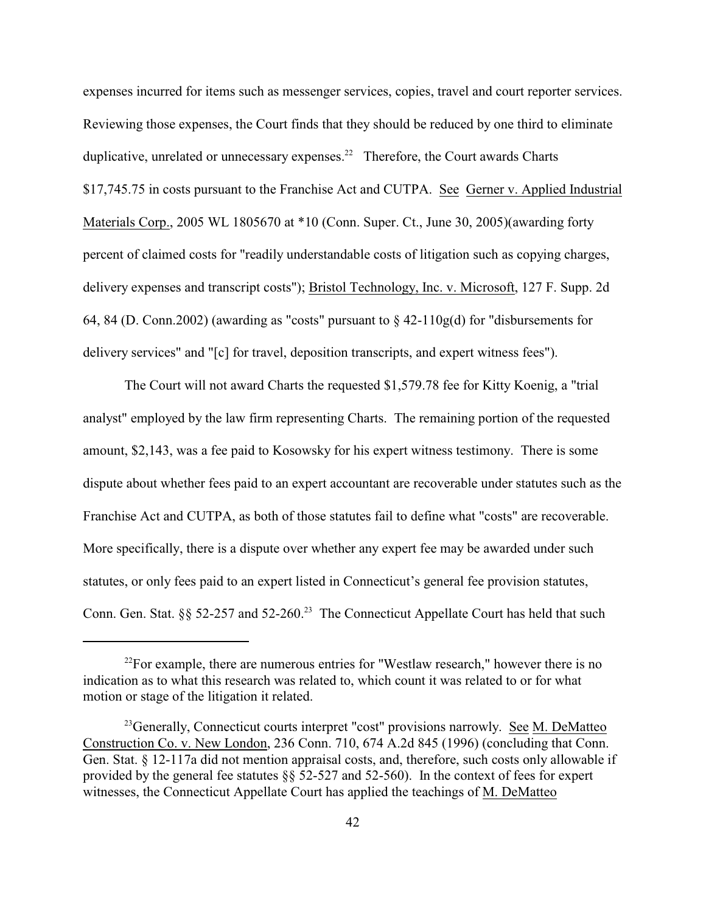expenses incurred for items such as messenger services, copies, travel and court reporter services. Reviewing those expenses, the Court finds that they should be reduced by one third to eliminate duplicative, unrelated or unnecessary expenses.[22] Therefore, the Court awards Charts $17,745.75 in costs pursuant to the Franchise Act and CUTPA. See Gerner v. Applied Industrial Materials Corp., 2005 WL 1805670 at *10 (Conn. Super. Ct., June 30, 2005)(awarding forty percent of claimed costs for "readily understandable costs of litigation such as copying charges, delivery expenses and transcript costs"); Bristol Technology, Inc. v. Microsoft, 127 F. Supp. 2d 64, 84 (D. Conn.2002) (awarding as "costs" pursuant to § 42-110g(d) for "disbursements for delivery services" and "[c] for travel, deposition transcripts, and expert witness fees").

The Court will not award Charts the requested $1,579.78 fee for Kitty Koenig, a "trial analyst" employed by the law firm representing Charts. The remaining portion of the requested amount, $2,143, was a fee paid to Kosowsky for his expert witness testimony. There is some dispute about whether fees paid to an expert accountant are recoverable under statutes such as the Franchise Act and CUTPA, as both of those statutes fail to define what "costs" are recoverable. More specifically, there is a dispute over whether any expert fee may be awarded under such statutes, or only fees paid to an expert listed in Connecticut's general fee provision statutes, Conn. Gen. Stat. §§ 52-257 and 52-260.[23] The Connecticut Appellate Court has held that such

---

[22] For example, there are numerous entries for "Westlaw research," however there is no indication as to what this research was related to, which count it was related to or for what motion or stage of the litigation it related.

[23] Generally, Connecticut courts interpret "cost" provisions narrowly. See M. DeMatteo Construction Co. v. New London, 236 Conn. 710, 674 A.2d 845 (1996) (concluding that Conn. Gen. Stat. § 12-117a did not mention appraisal costs, and, therefore, such costs only allowable if provided by the general fee statutes §§ 52-527 and 52-560). In the context of fees for expert witnesses, the Connecticut Appellate Court has applied the teachings of M. DeMatteo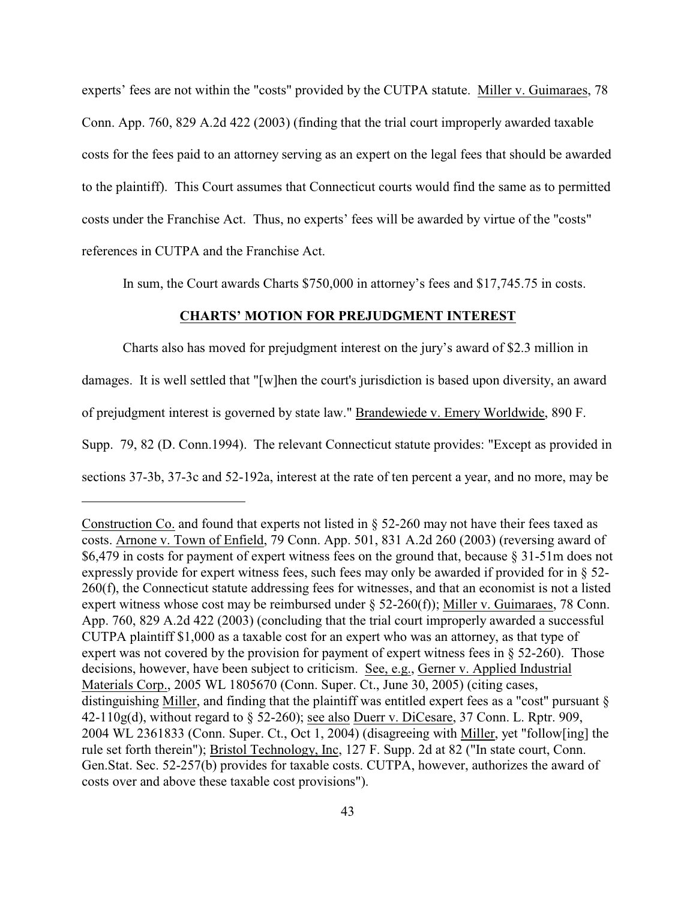experts' fees are not within the "costs" provided by the CUTPA statute. Miller v. Guimaraes, 78 Conn. App. 760, 829 A.2d 422 (2003) (finding that the trial court improperly awarded taxable costs for the fees paid to an attorney serving as an expert on the legal fees that should be awarded to the plaintiff). This Court assumes that Connecticut courts would find the same as to permitted costs under the Franchise Act. Thus, no experts' fees will be awarded by virtue of the "costs" references in CUTPA and the Franchise Act.

In sum, the Court awards Charts $750,000 in attorney's fees and $17,745.75 in costs.

## CHARTS' MOTION FOR PREJUDGMENT INTEREST

Charts also has moved for prejudgment interest on the jury's award of $2.3 million in damages. It is well settled that "[w]hen the court's jurisdiction is based upon diversity, an award of prejudgment interest is governed by state law." Brandewiede v. Emery Worldwide, 890 F. Supp. 79, 82 (D. Conn.1994). The relevant Connecticut statute provides: "Except as provided in sections 37-3b, 37-3c and 52-192a, interest at the rate of ten percent a year, and no more, may be

---

Construction Co. and found that experts not listed in § 52-260 may not have their fees taxed as costs. Arnone v. Town of Enfield, 79 Conn. App. 501, 831 A.2d 260 (2003) (reversing award of $6,479 in costs for payment of expert witness fees on the ground that, because § 31-51m does not expressly provide for expert witness fees, such fees may only be awarded if provided for in § 52-260(f), the Connecticut statute addressing fees for witnesses, and that an economist is not a listed expert witness whose cost may be reimbursed under § 52-260(f)); Miller v. Guimaraes, 78 Conn. App. 760, 829 A.2d 422 (2003) (concluding that the trial court improperly awarded a successful CUTPA plaintiff $1,000 as a taxable cost for an expert who was an attorney, as that type of expert was not covered by the provision for payment of expert witness fees in § 52-260). Those decisions, however, have been subject to criticism. See, e.g., Gerner v. Applied Industrial Materials Corp., 2005 WL 1805670 (Conn. Super. Ct., June 30, 2005) (citing cases, distinguishing Miller, and finding that the plaintiff was entitled expert fees as a "cost" pursuant § 42-110g(d), without regard to § 52-260); see also Duerr v. DiCesare, 37 Conn. L. Rptr. 909, 2004 WL 2361833 (Conn. Super. Ct., Oct 1, 2004) (disagreeing with Miller, yet "follow[ing] the rule set forth therein"); Bristol Technology, Inc, 127 F. Supp. 2d at 82 ("In state court, Conn. Gen.Stat. Sec. 52-257(b) provides for taxable costs. CUTPA, however, authorizes the award of costs over and above these taxable cost provisions").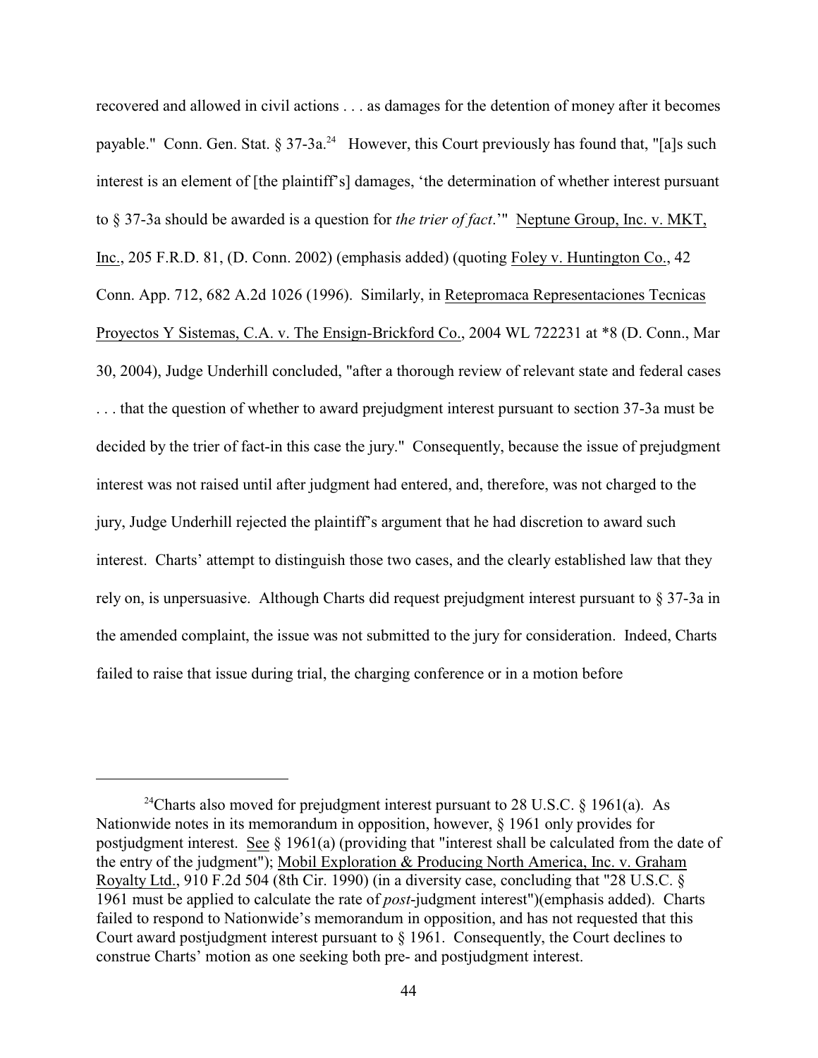recovered and allowed in civil actions . . . as damages for the detention of money after it becomes payable." Conn. Gen. Stat. § 37-3a.[24] However, this Court previously has found that, "[a]s such interest is an element of [the plaintiff's] damages, 'the determination of whether interest pursuant to § 37-3a should be awarded is a question for *the trier of fact*.'" Neptune Group, Inc. v. MKT, Inc., 205 F.R.D. 81, (D. Conn. 2002) (emphasis added) (quoting Foley v. Huntington Co., 42 Conn. App. 712, 682 A.2d 1026 (1996). Similarly, in Retepromaca Representaciones Tecnicas Proyectos Y Sistemas, C.A. v. The Ensign-Brickford Co., 2004 WL 722231 at *8 (D. Conn., Mar 30, 2004), Judge Underhill concluded, "after a thorough review of relevant state and federal cases . . . that the question of whether to award prejudgment interest pursuant to section 37-3a must be decided by the trier of fact-in this case the jury." Consequently, because the issue of prejudgment interest was not raised until after judgment had entered, and, therefore, was not charged to the jury, Judge Underhill rejected the plaintiff's argument that he had discretion to award such interest. Charts' attempt to distinguish those two cases, and the clearly established law that they rely on, is unpersuasive. Although Charts did request prejudgment interest pursuant to § 37-3a in the amended complaint, the issue was not submitted to the jury for consideration. Indeed, Charts failed to raise that issue during trial, the charging conference or in a motion before

---

[24] Charts also moved for prejudgment interest pursuant to 28 U.S.C. § 1961(a). As Nationwide notes in its memorandum in opposition, however, § 1961 only provides for postjudgment interest. See § 1961(a) (providing that "interest shall be calculated from the date of the entry of the judgment"); Mobil Exploration & Producing North America, Inc. v. Graham Royalty Ltd., 910 F.2d 504 (8th Cir. 1990) (in a diversity case, concluding that "28 U.S.C. § 1961 must be applied to calculate the rate of *post*-judgment interest")(emphasis added). Charts failed to respond to Nationwide's memorandum in opposition, and has not requested that this Court award postjudgment interest pursuant to § 1961. Consequently, the Court declines to construe Charts' motion as one seeking both pre- and postjudgment interest.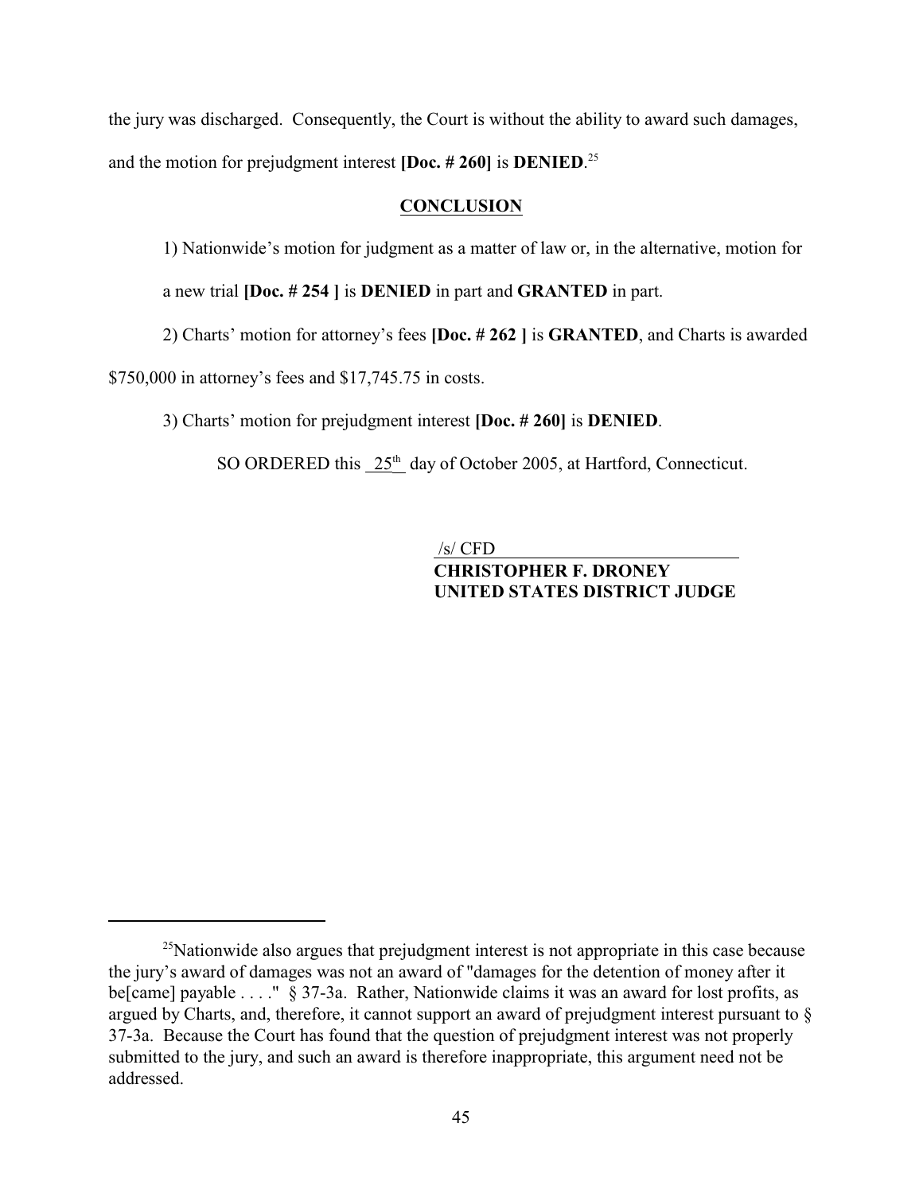the jury was discharged. Consequently, the Court is without the ability to award such damages, and the motion for prejudgment interest **[Doc. # 260]** is **DENIED**.[25]

## CONCLUSION

1) Nationwide's motion for judgment as a matter of law or, in the alternative, motion for a new trial **[Doc. # 254 ]** is **DENIED** in part and **GRANTED** in part.

2) Charts' motion for attorney's fees **[Doc. # 262 ]** is **GRANTED**, and Charts is awarded $750,000 in attorney's fees and $17,745.75 in costs.

3) Charts' motion for prejudgment interest **[Doc. # 260]** is **DENIED**.

SO ORDERED this 25th day of October 2005, at Hartford, Connecticut.

/s/ CFD
**CHRISTOPHER F. DRONEY**
**UNITED STATES DISTRICT JUDGE**

---

[25] Nationwide also argues that prejudgment interest is not appropriate in this case because the jury's award of damages was not an award of "damages for the detention of money after it be[came] payable . . . ." § 37-3a. Rather, Nationwide claims it was an award for lost profits, as argued by Charts, and, therefore, it cannot support an award of prejudgment interest pursuant to § 37-3a. Because the Court has found that the question of prejudgment interest was not properly submitted to the jury, and such an award is therefore inappropriate, this argument need not be addressed.